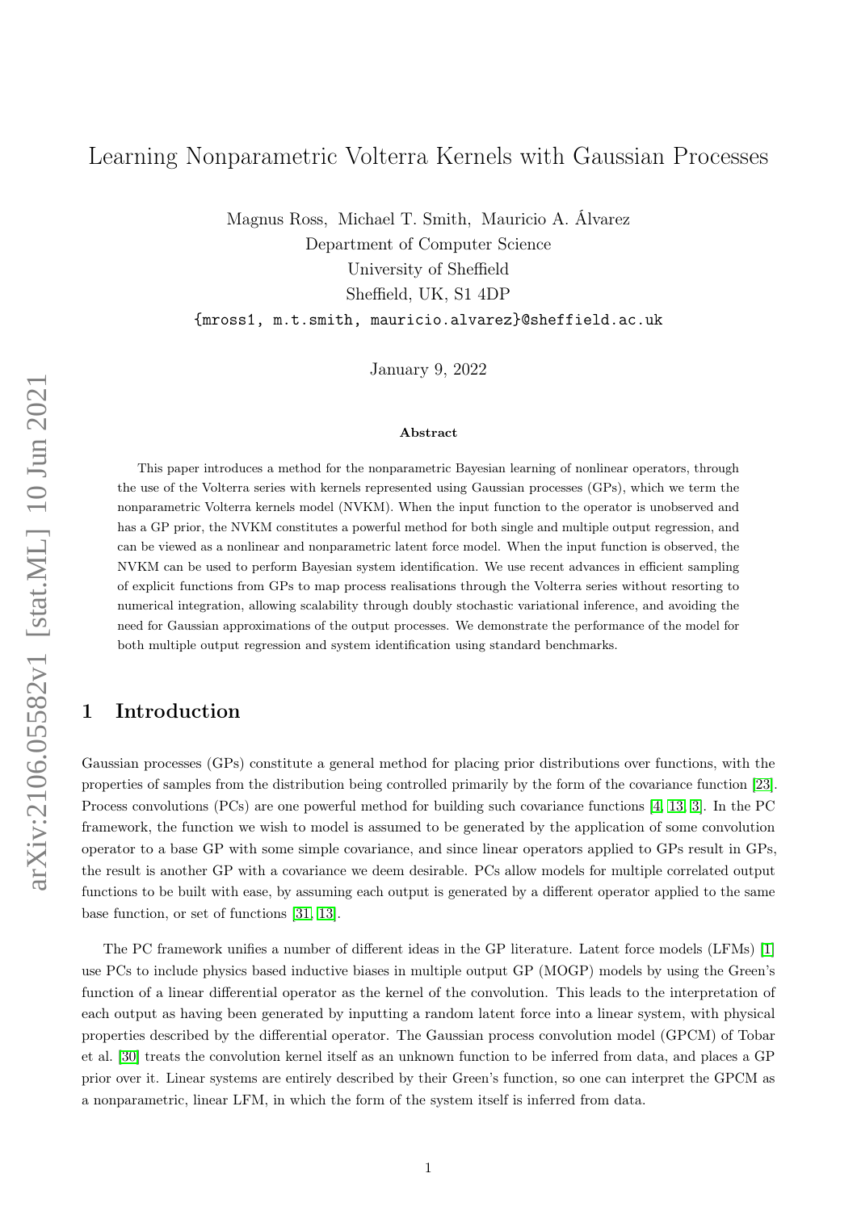# Learning Nonparametric Volterra Kernels with Gaussian Processes

Magnus Ross, Michael T. Smith, Mauricio A. Álvarez
Department of Computer Science
University of Sheffield
Sheffield, UK, S1 4DP
{mross1, m.t.smith, mauricio.alvarez}@sheffield.ac.uk

January 9, 2022

**Abstract**

This paper introduces a method for the nonparametric Bayesian learning of nonlinear operators, through the use of the Volterra series with kernels represented using Gaussian processes (GPs), which we term the nonparametric Volterra kernels model (NVKM). When the input function to the operator is unobserved and has a GP prior, the NVKM constitutes a powerful method for both single and multiple output regression, and can be viewed as a nonlinear and nonparametric latent force model. When the input function is observed, the NVKM can be used to perform Bayesian system identification. We use recent advances in efficient sampling of explicit functions from GPs to map process realisations through the Volterra series without resorting to numerical integration, allowing scalability through doubly stochastic variational inference, and avoiding the need for Gaussian approximations of the output processes. We demonstrate the performance of the model for both multiple output regression and system identification using standard benchmarks.

## 1 Introduction

Gaussian processes (GPs) constitute a general method for placing prior distributions over functions, with the properties of samples from the distribution being controlled primarily by the form of the covariance function [23]. Process convolutions (PCs) are one powerful method for building such covariance functions [4, 13, 3]. In the PC framework, the function we wish to model is assumed to be generated by the application of some convolution operator to a base GP with some simple covariance, and since linear operators applied to GPs result in GPs, the result is another GP with a covariance we deem desirable. PCs allow models for multiple correlated output functions to be built with ease, by assuming each output is generated by a different operator applied to the same base function, or set of functions [31, 13].

The PC framework unifies a number of different ideas in the GP literature. Latent force models (LFMs) [1] use PCs to include physics based inductive biases in multiple output GP (MOGP) models by using the Green's function of a linear differential operator as the kernel of the convolution. This leads to the interpretation of each output as having been generated by inputting a random latent force into a linear system, with physical properties described by the differential operator. The Gaussian process convolution model (GPCM) of Tobar et al. [30] treats the convolution kernel itself as an unknown function to be inferred from data, and places a GP prior over it. Linear systems are entirely described by their Green's function, so one can interpret the GPCM as a nonparametric, linear LFM, in which the form of the system itself is inferred from data.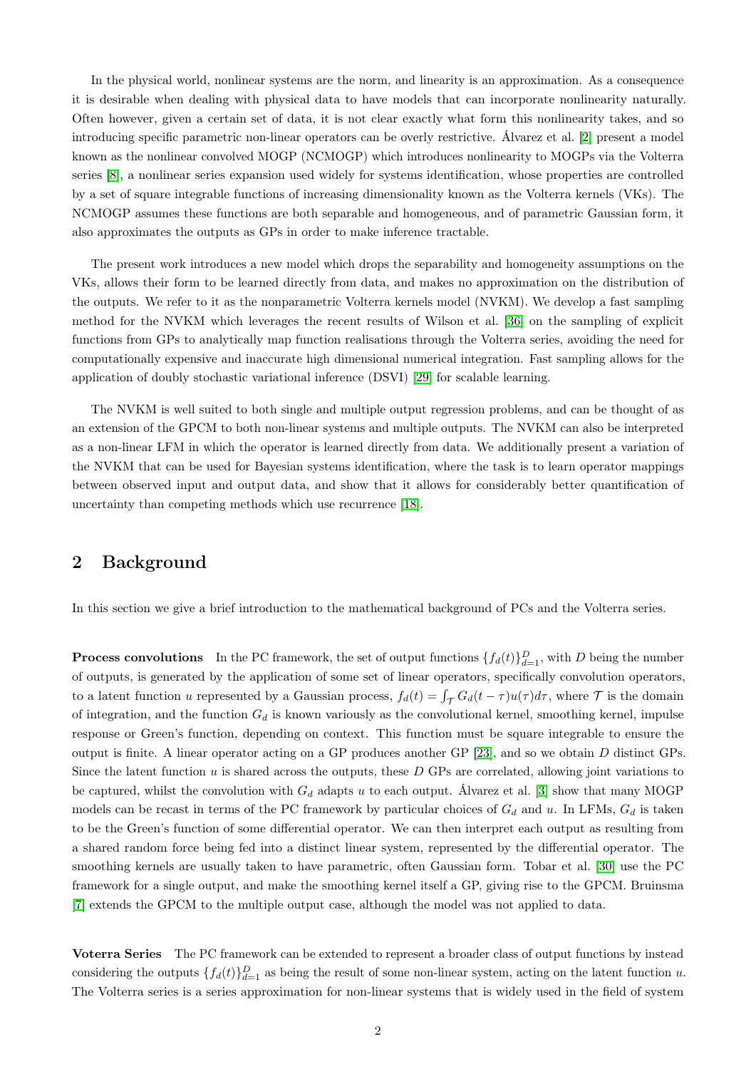In the physical world, nonlinear systems are the norm, and linearity is an approximation. As a consequence it is desirable when dealing with physical data to have models that can incorporate nonlinearity naturally. Often however, given a certain set of data, it is not clear exactly what form this nonlinearity takes, and so introducing specific parametric non-linear operators can be overly restrictive. Álvarez et al. [2] present a model known as the nonlinear convolved MOGP (NCMOGP) which introduces nonlinearity to MOGPs via the Volterra series [8], a nonlinear series expansion used widely for systems identification, whose properties are controlled by a set of square integrable functions of increasing dimensionality known as the Volterra kernels (VKs). The NCMOGP assumes these functions are both separable and homogeneous, and of parametric Gaussian form, it also approximates the outputs as GPs in order to make inference tractable.

The present work introduces a new model which drops the separability and homogeneity assumptions on the VKs, allows their form to be learned directly from data, and makes no approximation on the distribution of the outputs. We refer to it as the nonparametric Volterra kernels model (NVKM). We develop a fast sampling method for the NVKM which leverages the recent results of Wilson et al. [36] on the sampling of explicit functions from GPs to analytically map function realisations through the Volterra series, avoiding the need for computationally expensive and inaccurate high dimensional numerical integration. Fast sampling allows for the application of doubly stochastic variational inference (DSVI) [29] for scalable learning.

The NVKM is well suited to both single and multiple output regression problems, and can be thought of as an extension of the GPCM to both non-linear systems and multiple outputs. The NVKM can also be interpreted as a non-linear LFM in which the operator is learned directly from data. We additionally present a variation of the NVKM that can be used for Bayesian systems identification, where the task is to learn operator mappings between observed input and output data, and show that it allows for considerably better quantification of uncertainty than competing methods which use recurrence [18].

## 2 Background

In this section we give a brief introduction to the mathematical background of PCs and the Volterra series.

**Process convolutions** In the PC framework, the set of output functions $\{f_d(t)\}_{d=1}^{D}$, with $D$ being the number of outputs, is generated by the application of some set of linear operators, specifically convolution operators, to a latent function $u$ represented by a Gaussian process, $f_d(t) = \int_{\mathcal{T}} G_d(t-\tau)u(\tau)d\tau$, where $\mathcal{T}$ is the domain of integration, and the function $G_d$ is known variously as the convolutional kernel, smoothing kernel, impulse response or Green's function, depending on context. This function must be square integrable to ensure the output is finite. A linear operator acting on a GP produces another GP [23], and so we obtain $D$ distinct GPs. Since the latent function $u$ is shared across the outputs, these $D$ GPs are correlated, allowing joint variations to be captured, whilst the convolution with $G_d$ adapts $u$ to each output. Álvarez et al. [3] show that many MOGP models can be recast in terms of the PC framework by particular choices of $G_d$ and $u$. In LFMs, $G_d$ is taken to be the Green's function of some differential operator. We can then interpret each output as resulting from a shared random force being fed into a distinct linear system, represented by the differential operator. The smoothing kernels are usually taken to have parametric, often Gaussian form. Tobar et al. [30] use the PC framework for a single output, and make the smoothing kernel itself a GP, giving rise to the GPCM. Bruinsma [7] extends the GPCM to the multiple output case, although the model was not applied to data.

**Voterra Series** The PC framework can be extended to represent a broader class of output functions by instead considering the outputs $\{f_d(t)\}_{d=1}^{D}$ as being the result of some non-linear system, acting on the latent function $u$. The Volterra series is a series approximation for non-linear systems that is widely used in the field of system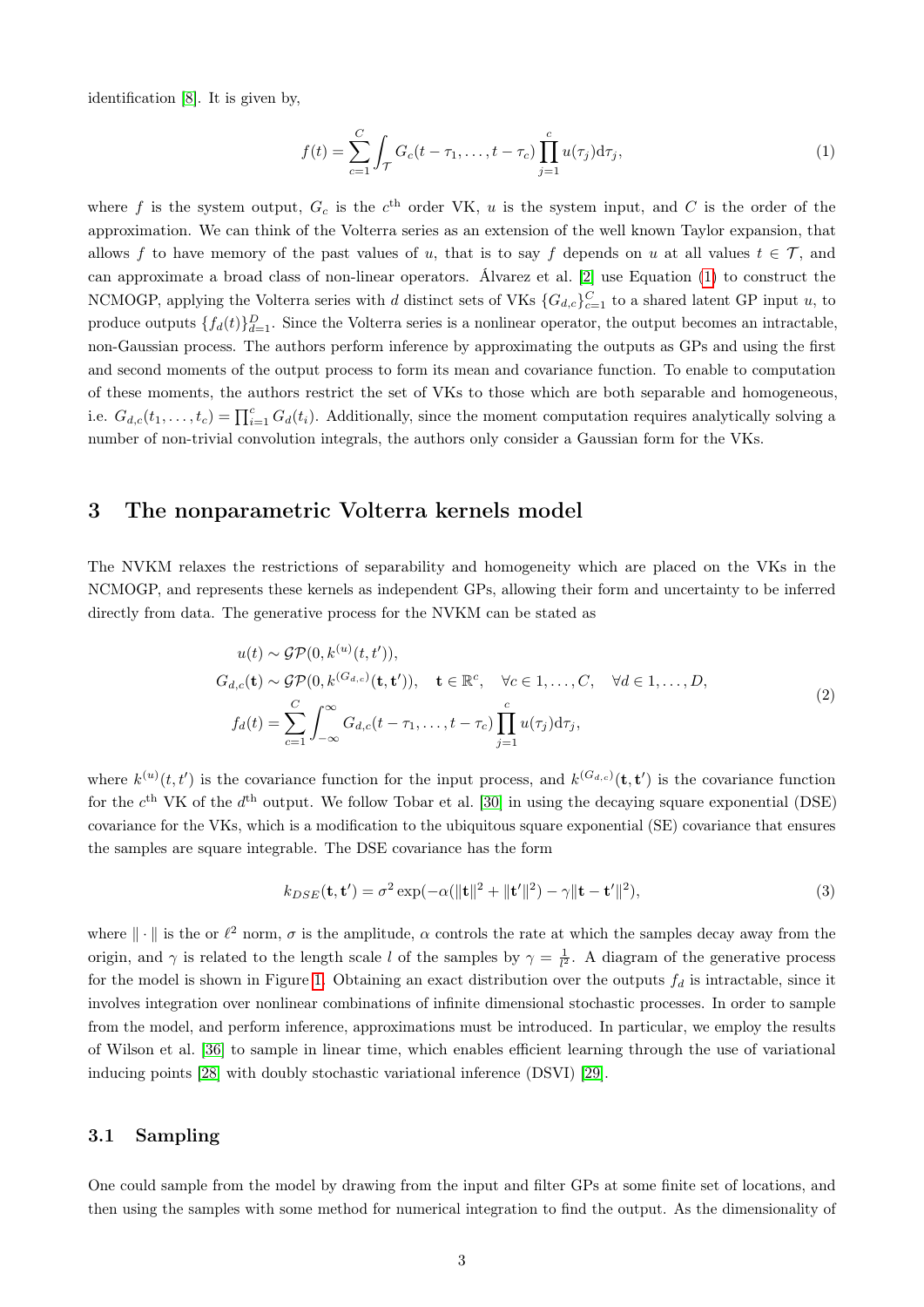identification [8]. It is given by,

$$f(t) = \sum_{c=1}^{C} \int_{\mathcal{T}} G_c(t - \tau_1, \ldots, t - \tau_c) \prod_{j=1}^{c} u(\tau_j) \mathrm{d}\tau_j, \tag{1}$$

where $f$ is the system output, $G_c$ is the $c^{\text{th}}$ order VK, $u$ is the system input, and $C$ is the order of the approximation. We can think of the Volterra series as an extension of the well known Taylor expansion, that allows $f$ to have memory of the past values of $u$, that is to say $f$ depends on $u$ at all values $t \in \mathcal{T}$, and can approximate a broad class of non-linear operators. Álvarez et al. [2] use Equation (1) to construct the NCMOGP, applying the Volterra series with $d$ distinct sets of VKs $\{G_{d,c}\}_{c=1}^{C}$ to a shared latent GP input $u$, to produce outputs $\{f_d(t)\}_{d=1}^{D}$. Since the Volterra series is a nonlinear operator, the output becomes an intractable, non-Gaussian process. The authors perform inference by approximating the outputs as GPs and using the first and second moments of the output process to form its mean and covariance function. To enable to computation of these moments, the authors restrict the set of VKs to those which are both separable and homogeneous, i.e. $G_{d,c}(t_1, \ldots, t_c) = \prod_{i=1}^{c} G_d(t_i)$. Additionally, since the moment computation requires analytically solving a number of non-trivial convolution integrals, the authors only consider a Gaussian form for the VKs.

## 3 The nonparametric Volterra kernels model

The NVKM relaxes the restrictions of separability and homogeneity which are placed on the VKs in the NCMOGP, and represents these kernels as independent GPs, allowing their form and uncertainty to be inferred directly from data. The generative process for the NVKM can be stated as

$$\begin{aligned} u(t) &\sim \mathcal{GP}(0, k^{(u)}(t, t')), \\ G_{d,c}(\mathbf{t}) &\sim \mathcal{GP}(0, k^{(G_{d,c})}(\mathbf{t}, \mathbf{t}')), \quad \mathbf{t} \in \mathbb{R}^c, \quad \forall c \in 1, \ldots, C, \quad \forall d \in 1, \ldots, D, \\ f_d(t) &= \sum_{c=1}^{C} \int_{-\infty}^{\infty} G_{d,c}(t - \tau_1, \ldots, t - \tau_c) \prod_{j=1}^{c} u(\tau_j) \mathrm{d}\tau_j, \end{aligned} \tag{2}$$

where $k^{(u)}(t, t')$ is the covariance function for the input process, and $k^{(G_{d,c})}(\mathbf{t}, \mathbf{t}')$ is the covariance function for the $c^{\text{th}}$ VK of the $d^{\text{th}}$ output. We follow Tobar et al. [30] in using the decaying square exponential (DSE) covariance for the VKs, which is a modification to the ubiquitous square exponential (SE) covariance that ensures the samples are square integrable. The DSE covariance has the form

$$k_{DSE}(\mathbf{t}, \mathbf{t}') = \sigma^2 \exp(-\alpha(\|\mathbf{t}\|^2 + \|\mathbf{t}'\|^2) - \gamma\|\mathbf{t} - \mathbf{t}'\|^2), \tag{3}$$

where $\|\cdot\|$ is the or $\ell^2$ norm, $\sigma$ is the amplitude, $\alpha$ controls the rate at which the samples decay away from the origin, and $\gamma$ is related to the length scale $l$ of the samples by $\gamma = \frac{1}{l^2}$. A diagram of the generative process for the model is shown in Figure 1. Obtaining an exact distribution over the outputs $f_d$ is intractable, since it involves integration over nonlinear combinations of infinite dimensional stochastic processes. In order to sample from the model, and perform inference, approximations must be introduced. In particular, we employ the results of Wilson et al. [36] to sample in linear time, which enables efficient learning through the use of variational inducing points [28] with doubly stochastic variational inference (DSVI) [29].

### 3.1 Sampling

One could sample from the model by drawing from the input and filter GPs at some finite set of locations, and then using the samples with some method for numerical integration to find the output. As the dimensionality of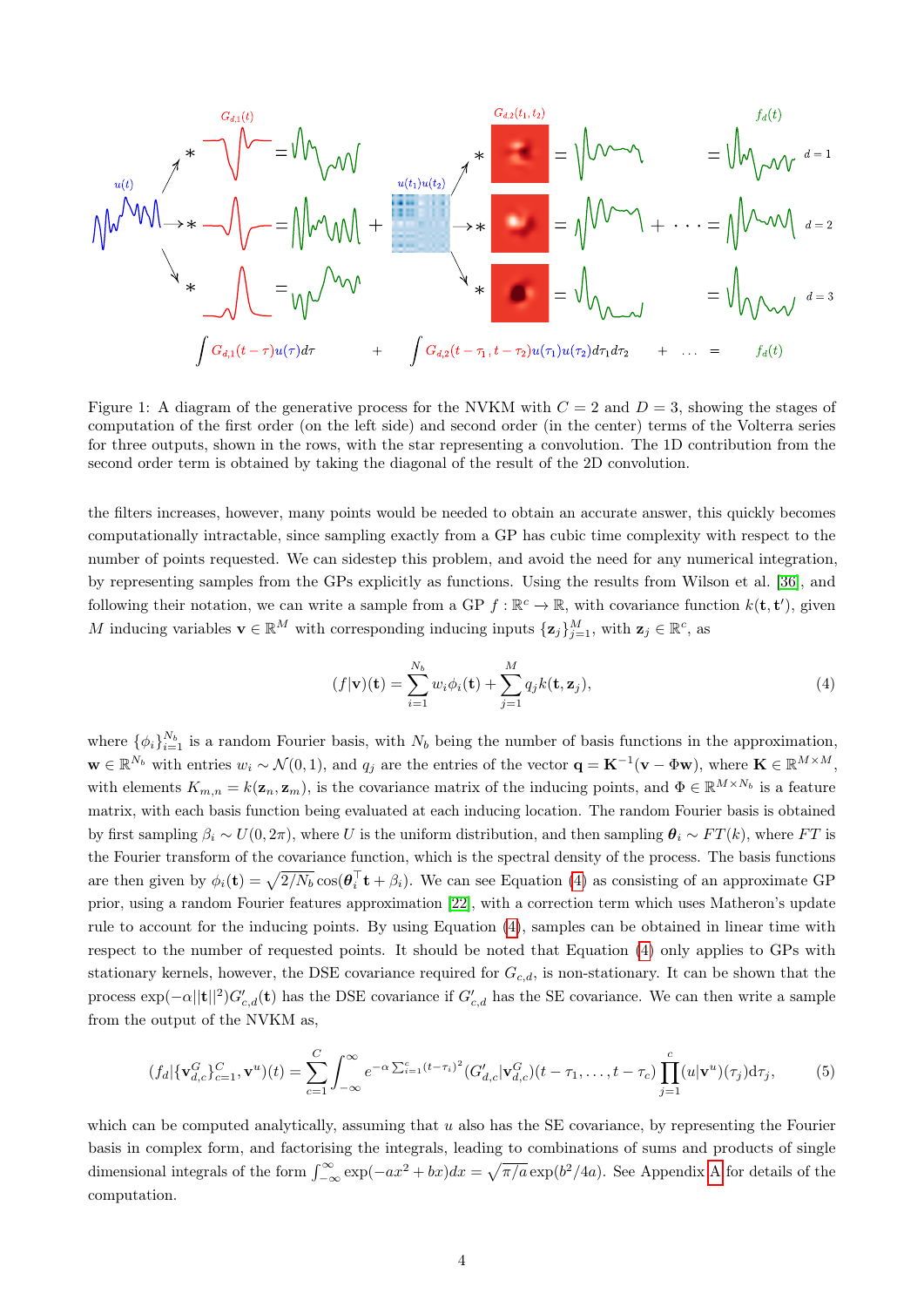Figure 1: A diagram of the generative process for the NVKM with $C = 2$ and $D = 3$, showing the stages of computation of the first order (on the left side) and second order (in the center) terms of the Volterra series for three outputs, shown in the rows, with the star representing a convolution. The 1D contribution from the second order term is obtained by taking the diagonal of the result of the 2D convolution.

the filters increases, however, many points would be needed to obtain an accurate answer, this quickly becomes computationally intractable, since sampling exactly from a GP has cubic time complexity with respect to the number of points requested. We can sidestep this problem, and avoid the need for any numerical integration, by representing samples from the GPs explicitly as functions. Using the results from Wilson et al. [36], and following their notation, we can write a sample from a GP $f : \mathbb{R}^c \to \mathbb{R}$, with covariance function $k(\mathbf{t}, \mathbf{t}')$, given $M$ inducing variables $\mathbf{v} \in \mathbb{R}^M$ with corresponding inducing inputs $\{\mathbf{z}_j\}_{j=1}^M$, with $\mathbf{z}_j \in \mathbb{R}^c$, as

$$(f|\mathbf{v})(\mathbf{t}) = \sum_{i=1}^{N_b} w_i \phi_i(\mathbf{t}) + \sum_{j=1}^{M} q_j k(\mathbf{t}, \mathbf{z}_j), \tag{4}$$

where $\{\phi_i\}_{i=1}^{N_b}$ is a random Fourier basis, with $N_b$ being the number of basis functions in the approximation, $\mathbf{w} \in \mathbb{R}^{N_b}$ with entries $w_i \sim \mathcal{N}(0, 1)$, and $q_j$ are the entries of the vector $\mathbf{q} = \mathbf{K}^{-1}(\mathbf{v} - \Phi\mathbf{w})$, where $\mathbf{K} \in \mathbb{R}^{M\times M}$, with elements $K_{m,n} = k(\mathbf{z}_n, \mathbf{z}_m)$, is the covariance matrix of the inducing points, and $\Phi \in \mathbb{R}^{M\times N_b}$ is a feature matrix, with each basis function being evaluated at each inducing location. The random Fourier basis is obtained by first sampling $\beta_i \sim U(0, 2\pi)$, where $U$ is the uniform distribution, and then sampling $\boldsymbol{\theta}_i \sim FT(k)$, where $FT$ is the Fourier transform of the covariance function, which is the spectral density of the process. The basis functions are then given by $\phi_i(\mathbf{t}) = \sqrt{2/N_b}\cos(\boldsymbol{\theta}_i^\top \mathbf{t} + \beta_i)$. We can see Equation (4) as consisting of an approximate GP prior, using a random Fourier features approximation [22], with a correction term which uses Matheron's update rule to account for the inducing points. By using Equation (4), samples can be obtained in linear time with respect to the number of requested points. It should be noted that Equation (4) only applies to GPs with stationary kernels, however, the DSE covariance required for $G_{c,d}$, is non-stationary. It can be shown that the process $\exp(-\alpha||\mathbf{t}||^2)G'_{c,d}(\mathbf{t})$ has the DSE covariance if $G'_{c,d}$ has the SE covariance. We can then write a sample from the output of the NVKM as,

$$(f_d|\{\mathbf{v}^G_{d,c}\}_{c=1}^C, \mathbf{v}^u)(t) = \sum_{c=1}^{C}\int_{-\infty}^{\infty} e^{-\alpha\sum_{i=1}^{c}(t-\tau_i)^2}(G'_{d,c}|\mathbf{v}^G_{d,c})(t-\tau_1,\ldots,t-\tau_c)\prod_{j=1}^{c}(u|\mathbf{v}^u)(\tau_j)\mathrm{d}\tau_j, \tag{5}$$

which can be computed analytically, assuming that $u$ also has the SE covariance, by representing the Fourier basis in complex form, and factorising the integrals, leading to combinations of sums and products of single dimensional integrals of the form $\int_{-\infty}^{\infty}\exp(-ax^2 + bx)dx = \sqrt{\pi/a}\exp(b^2/4a)$. See Appendix A for details of the computation.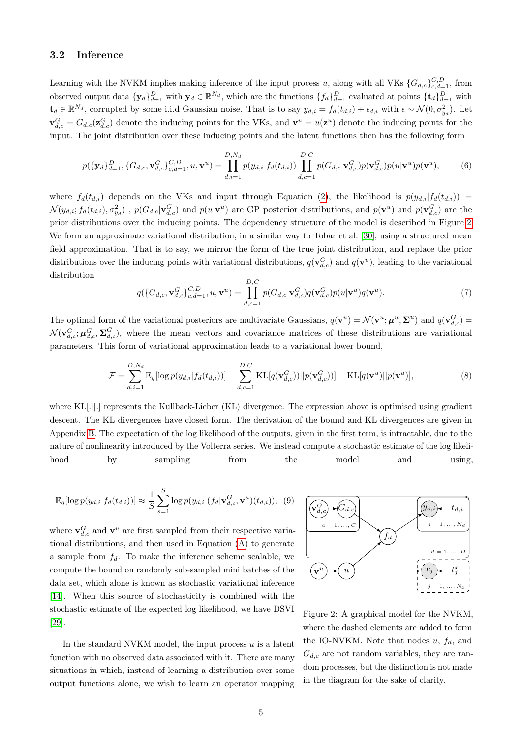### 3.2 Inference

Learning with the NVKM implies making inference of the input process $u$, along with all VKs $\{G_{d,c}\}_{c,d=1}^{C,D}$, from observed output data $\{\mathbf{y}_d\}_{d=1}^{D}$ with $\mathbf{y}_d \in \mathbb{R}^{N_d}$, which are the functions $\{f_d\}_{d=1}^{D}$ evaluated at points $\{\mathbf{t}_d\}_{d=1}^{D}$ with $\mathbf{t}_d \in \mathbb{R}^{N_d}$, corrupted by some i.i.d Gaussian noise. That is to say $y_{d,i} = f_d(t_{d,i}) + \epsilon_{d,i}$ with $\epsilon \sim \mathcal{N}(0, \sigma_{y_d}^2)$. Let $\mathbf{v}_{d,c}^G = G_{d,c}(\mathbf{z}_{d,c}^G)$ denote the inducing points for the VKs, and $\mathbf{v}^u = u(\mathbf{z}^u)$ denote the inducing points for the input. The joint distribution over these inducing points and the latent functions then has the following form

$$p(\{\mathbf{y}_d\}_{d=1}^{D}, \{G_{d,c}, \mathbf{v}_{d,c}^G\}_{c,d=1}^{C,D}, u, \mathbf{v}^u) = \prod_{d,i=1}^{D,N_d} p(y_{d,i}|f_d(t_{d,i})) \prod_{d,c=1}^{D,C} p(G_{d,c}|\mathbf{v}_{d,c}^G)p(\mathbf{v}_{d,c}^G)p(u|\mathbf{v}^u)p(\mathbf{v}^u), \tag{6}$$

where $f_d(t_{d,i})$ depends on the VKs and input through Equation (2), the likelihood is $p(y_{d,i}|f_d(t_{d,i})) = \mathcal{N}(y_{d,i}; f_d(t_{d,i}), \sigma_{y_d}^2)$ , $p(G_{d,c}|\mathbf{v}_{d,c}^G)$ and $p(u|\mathbf{v}^u)$ are GP posterior distributions, and $p(\mathbf{v}^u)$ and $p(\mathbf{v}_{d,c}^G)$ are the prior distributions over the inducing points. The dependency structure of the model is described in Figure 2. We form an approximate variational distribution, in a similar way to Tobar et al. [30], using a structured mean field approximation. That is to say, we mirror the form of the true joint distribution, and replace the prior distributions over the inducing points with variational distributions, $q(\mathbf{v}_{d,c}^G)$ and $q(\mathbf{v}^u)$, leading to the variational distribution

$$q(\{G_{d,c}, \mathbf{v}_{d,c}^G\}_{c,d=1}^{C,D}, u, \mathbf{v}^u) = \prod_{d,c=1}^{D,C} p(G_{d,c}|\mathbf{v}_{d,c}^G)q(\mathbf{v}_{d,c}^G)p(u|\mathbf{v}^u)q(\mathbf{v}^u). \tag{7}$$

The optimal form of the variational posteriors are multivariate Gaussians, $q(\mathbf{v}^u) = \mathcal{N}(\mathbf{v}^u; \boldsymbol{\mu}^u, \boldsymbol{\Sigma}^u)$ and $q(\mathbf{v}_{d,c}^G) = \mathcal{N}(\mathbf{v}_{d,c}^G; \boldsymbol{\mu}_{d,c}^G, \boldsymbol{\Sigma}_{d,c}^G)$, where the mean vectors and covariance matrices of these distributions are variational parameters. This form of variational approximation leads to a variational lower bound,

$$\mathcal{F} = \sum_{d,i=1}^{D,N_d} \mathbb{E}_q[\log p(y_{d,i}|f_d(t_{d,i}))] - \sum_{d,c=1}^{D,C} \mathrm{KL}[q(\mathbf{v}_{d,c}^G)||p(\mathbf{v}_{d,c}^G)] - \mathrm{KL}[q(\mathbf{v}^u)||p(\mathbf{v}^u)], \tag{8}$$

where KL[.||.] represents the Kullback-Lieber (KL) divergence. The expression above is optimised using gradient descent. The KL divergences have closed form. The derivation of the bound and KL divergences are given in Appendix B. The expectation of the log likelihood of the outputs, given in the first term, is intractable, due to the nature of nonlinearity introduced by the Volterra series. We instead compute a stochastic estimate of the log likelihood by sampling from the model and using,

$$\mathbb{E}_q[\log p(y_{d,i}|f_d(t_{d,i}))] \approx \frac{1}{S}\sum_{s=1}^{S} \log p(y_{d,i}|(f_d|\mathbf{v}_{d,c}^G, \mathbf{v}^u)(t_{d,i})), \tag{9}$$

where $\mathbf{v}_{d,c}^G$ and $\mathbf{v}^u$ are first sampled from their respective variational distributions, and then used in Equation (A) to generate a sample from $f_d$. To make the inference scheme scalable, we compute the bound on randomly sub-sampled mini batches of the data set, which alone is known as stochastic variational inference [14]. When this source of stochasticity is combined with the stochastic estimate of the expected log likelihood, we have DSVI [29].

Figure 2: A graphical model for the NVKM, where the dashed elements are added to form the IO-NVKM. Note that nodes $u$, $f_d$, and $G_{d,c}$ are not random variables, they are random processes, but the distinction is not made in the diagram for the sake of clarity.

In the standard NVKM model, the input process $u$ is a latent function with no observed data associated with it. There are many situations in which, instead of learning a distribution over some output functions alone, we wish to learn an operator mapping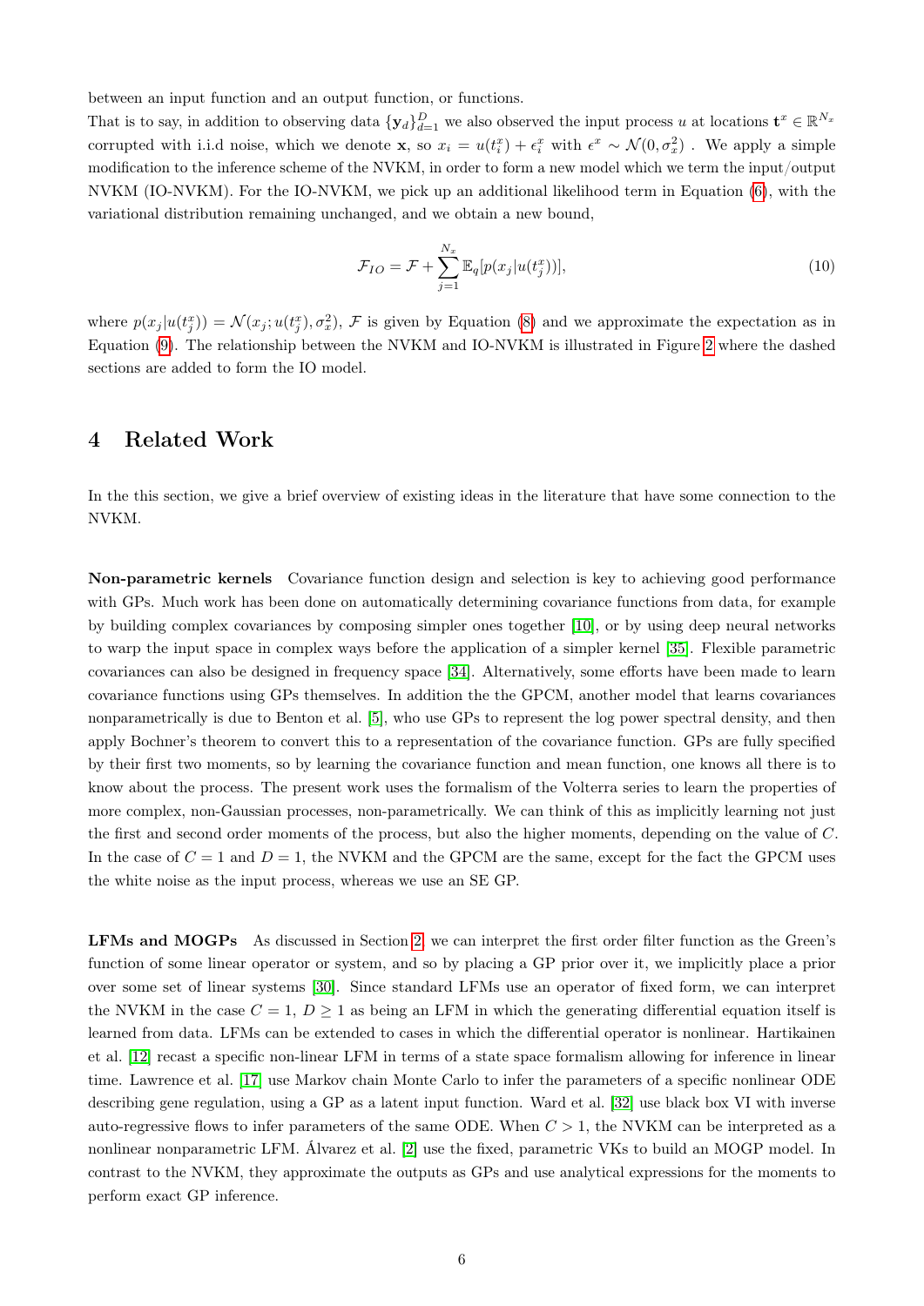between an input function and an output function, or functions.

That is to say, in addition to observing data $\{\mathbf{y}_d\}_{d=1}^D$ we also observed the input process $u$ at locations $\mathbf{t}^x \in \mathbb{R}^{N_x}$ corrupted with i.i.d noise, which we denote $\mathbf{x}$, so $x_i = u(t_i^x) + \epsilon_i^x$ with $\epsilon^x \sim \mathcal{N}(0, \sigma_x^2)$ . We apply a simple modification to the inference scheme of the NVKM, in order to form a new model which we term the input/output NVKM (IO-NVKM). For the IO-NVKM, we pick up an additional likelihood term in Equation (6), with the variational distribution remaining unchanged, and we obtain a new bound,

$$
\mathcal{F}_{IO} = \mathcal{F} + \sum_{j=1}^{N_x} \mathbb{E}_q[p(x_j | u(t_j^x))], \tag{10}
$$

where $p(x_j | u(t_j^x)) = \mathcal{N}(x_j; u(t_j^x), \sigma_x^2)$, $\mathcal{F}$ is given by Equation (8) and we approximate the expectation as in Equation (9). The relationship between the NVKM and IO-NVKM is illustrated in Figure 2 where the dashed sections are added to form the IO model.

# 4 Related Work

In the this section, we give a brief overview of existing ideas in the literature that have some connection to the NVKM.

**Non-parametric kernels** Covariance function design and selection is key to achieving good performance with GPs. Much work has been done on automatically determining covariance functions from data, for example by building complex covariances by composing simpler ones together [10], or by using deep neural networks to warp the input space in complex ways before the application of a simpler kernel [35]. Flexible parametric covariances can also be designed in frequency space [34]. Alternatively, some efforts have been made to learn covariance functions using GPs themselves. In addition the the GPCM, another model that learns covariances nonparametrically is due to Benton et al. [5], who use GPs to represent the log power spectral density, and then apply Bochner's theorem to convert this to a representation of the covariance function. GPs are fully specified by their first two moments, so by learning the covariance function and mean function, one knows all there is to know about the process. The present work uses the formalism of the Volterra series to learn the properties of more complex, non-Gaussian processes, non-parametrically. We can think of this as implicitly learning not just the first and second order moments of the process, but also the higher moments, depending on the value of $C$. In the case of $C = 1$ and $D = 1$, the NVKM and the GPCM are the same, except for the fact the GPCM uses the white noise as the input process, whereas we use an SE GP.

**LFMs and MOGPs** As discussed in Section 2, we can interpret the first order filter function as the Green's function of some linear operator or system, and so by placing a GP prior over it, we implicitly place a prior over some set of linear systems [30]. Since standard LFMs use an operator of fixed form, we can interpret the NVKM in the case $C = 1$, $D \geq 1$ as being an LFM in which the generating differential equation itself is learned from data. LFMs can be extended to cases in which the differential operator is nonlinear. Hartikainen et al. [12] recast a specific non-linear LFM in terms of a state space formalism allowing for inference in linear time. Lawrence et al. [17] use Markov chain Monte Carlo to infer the parameters of a specific nonlinear ODE describing gene regulation, using a GP as a latent input function. Ward et al. [32] use black box VI with inverse auto-regressive flows to infer parameters of the same ODE. When $C > 1$, the NVKM can be interpreted as a nonlinear nonparametric LFM. Álvarez et al. [2] use the fixed, parametric VKs to build an MOGP model. In contrast to the NVKM, they approximate the outputs as GPs and use analytical expressions for the moments to perform exact GP inference.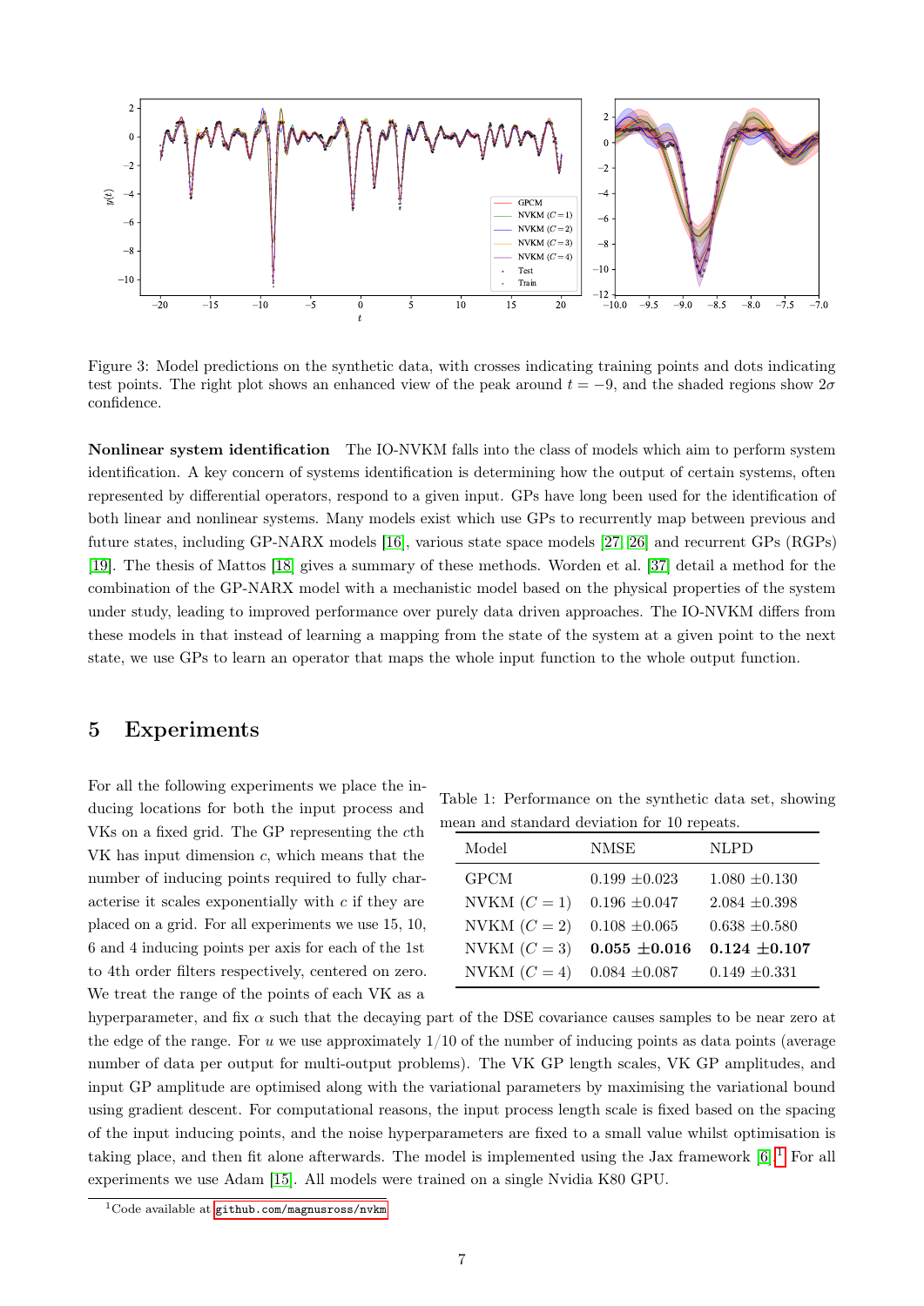Figure 3: Model predictions on the synthetic data, with crosses indicating training points and dots indicating test points. The right plot shows an enhanced view of the peak around $t = -9$, and the shaded regions show $2\sigma$ confidence.

**Nonlinear system identification** The IO-NVKM falls into the class of models which aim to perform system identification. A key concern of systems identification is determining how the output of certain systems, often represented by differential operators, respond to a given input. GPs have long been used for the identification of both linear and nonlinear systems. Many models exist which use GPs to recurrently map between previous and future states, including GP-NARX models [16], various state space models [27, 26] and recurrent GPs (RGPs) [19]. The thesis of Mattos [18] gives a summary of these methods. Worden et al. [37] detail a method for the combination of the GP-NARX model with a mechanistic model based on the physical properties of the system under study, leading to improved performance over purely data driven approaches. The IO-NVKM differs from these models in that instead of learning a mapping from the state of the system at a given point to the next state, we use GPs to learn an operator that maps the whole input function to the whole output function.

## 5 Experiments

For all the following experiments we place the inducing locations for both the input process and VKs on a fixed grid. The GP representing the $c$th VK has input dimension $c$, which means that the number of inducing points required to fully characterise it scales exponentially with $c$ if they are placed on a grid. For all experiments we use 15, 10, 6 and 4 inducing points per axis for each of the 1st to 4th order filters respectively, centered on zero. We treat the range of the points of each VK as a hyperparameter, and fix $\alpha$ such that the decaying part of the DSE covariance causes samples to be near zero at the edge of the range. For $u$ we use approximately $1/10$ of the number of inducing points as data points (average number of data per output for multi-output problems). The VK GP length scales, VK GP amplitudes, and input GP amplitude are optimised along with the variational parameters by maximising the variational bound using gradient descent. For computational reasons, the input process length scale is fixed based on the spacing of the input inducing points, and the noise hyperparameters are fixed to a small value whilst optimisation is taking place, and then fit alone afterwards. The model is implemented using the Jax framework [6].[1] For all experiments we use Adam [15]. All models were trained on a single Nvidia K80 GPU.

Table 1: Performance on the synthetic data set, showing mean and standard deviation for 10 repeats.

| Model | NMSE | NLPD |
|---|---|---|
| GPCM | 0.199 $\pm$0.023 | 1.080 $\pm$0.130 |
| NVKM ($C = 1$) | 0.196 $\pm$0.047 | 2.084 $\pm$0.398 |
| NVKM ($C = 2$) | 0.108 $\pm$0.065 | 0.638 $\pm$0.580 |
| NVKM ($C = 3$) | **0.055 $\pm$0.016** | **0.124 $\pm$0.107** |
| NVKM ($C = 4$) | 0.084 $\pm$0.087 | 0.149 $\pm$0.331 |

[1] Code available at github.com/magnusross/nvkm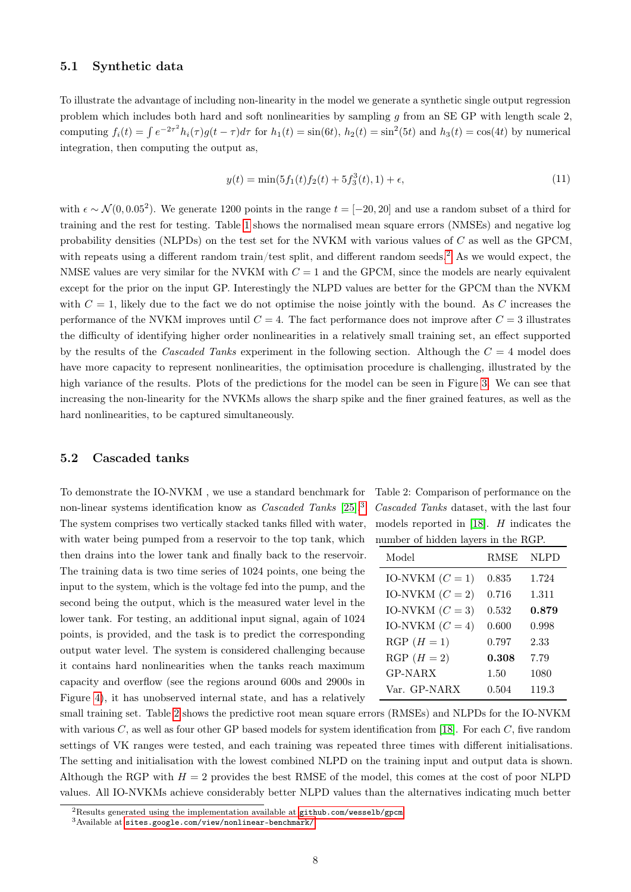### 5.1 Synthetic data

To illustrate the advantage of including non-linearity in the model we generate a synthetic single output regression problem which includes both hard and soft nonlinearities by sampling $g$ from an SE GP with length scale 2, computing $f_i(t) = \int e^{-2\tau^2} h_i(\tau) g(t-\tau) d\tau$ for $h_1(t) = \sin(6t)$, $h_2(t) = \sin^2(5t)$ and $h_3(t) = \cos(4t)$ by numerical integration, then computing the output as,

$$y(t) = \min(5f_1(t)f_2(t) + 5f_3^3(t), 1) + \epsilon, \tag{11}$$

with $\epsilon \sim \mathcal{N}(0, 0.05^2)$. We generate 1200 points in the range $t = [-20, 20]$ and use a random subset of a third for training and the rest for testing. Table 1 shows the normalised mean square errors (NMSEs) and negative log probability densities (NLPDs) on the test set for the NVKM with various values of $C$ as well as the GPCM, with repeats using a different random train/test split, and different random seeds.[2] As we would expect, the NMSE values are very similar for the NVKM with $C = 1$ and the GPCM, since the models are nearly equivalent except for the prior on the input GP. Interestingly the NLPD values are better for the GPCM than the NVKM with $C = 1$, likely due to the fact we do not optimise the noise jointly with the bound. As $C$ increases the performance of the NVKM improves until $C = 4$. The fact performance does not improve after $C = 3$ illustrates the difficulty of identifying higher order nonlinearities in a relatively small training set, an effect supported by the results of the *Cascaded Tanks* experiment in the following section. Although the $C = 4$ model does have more capacity to represent nonlinearities, the optimisation procedure is challenging, illustrated by the high variance of the results. Plots of the predictions for the model can be seen in Figure 3. We can see that increasing the non-linearity for the NVKMs allows the sharp spike and the finer grained features, as well as the hard nonlinearities, to be captured simultaneously.

### 5.2 Cascaded tanks

To demonstrate the IO-NVKM , we use a standard benchmark for non-linear systems identification know as *Cascaded Tanks* [25].[3] The system comprises two vertically stacked tanks filled with water, with water being pumped from a reservoir to the top tank, which then drains into the lower tank and finally back to the reservoir. The training data is two time series of 1024 points, one being the input to the system, which is the voltage fed into the pump, and the second being the output, which is the measured water level in the lower tank. For testing, an additional input signal, again of 1024 points, is provided, and the task is to predict the corresponding output water level. The system is considered challenging because it contains hard nonlinearities when the tanks reach maximum capacity and overflow (see the regions around 600s and 2900s in Figure 4), it has unobserved internal state, and has a relatively small training set. Table 2 shows the predictive root mean square errors (RMSEs) and NLPDs for the IO-NVKM with various $C$, as well as four other GP based models for system identification from [18]. For each $C$, five random settings of VK ranges were tested, and each training was repeated three times with different initialisations. The setting and initialisation with the lowest combined NLPD on the training input and output data is shown. Although the RGP with $H = 2$ provides the best RMSE of the model, this comes at the cost of poor NLPD values. All IO-NVKMs achieve considerably better NLPD values than the alternatives indicating much better

Table 2: Comparison of performance on the *Cascaded Tanks* dataset, with the last four models reported in [18]. $H$ indicates the number of hidden layers in the RGP.

| Model | RMSE | NLPD |
|---|---|---|
| IO-NVKM ($C = 1$) | 0.835 | 1.724 |
| IO-NVKM ($C = 2$) | 0.716 | 1.311 |
| IO-NVKM ($C = 3$) | 0.532 | **0.879** |
| IO-NVKM ($C = 4$) | 0.600 | 0.998 |
| RGP ($H = 1$) | 0.797 | 2.33 |
| RGP ($H = 2$) | **0.308** | 7.79 |
| GP-NARX | 1.50 | 1080 |
| Var. GP-NARX | 0.504 | 119.3 |

[2] Results generated using the implementation available at github.com/wesselb/gpcm

[3] Available at sites.google.com/view/nonlinear-benchmark/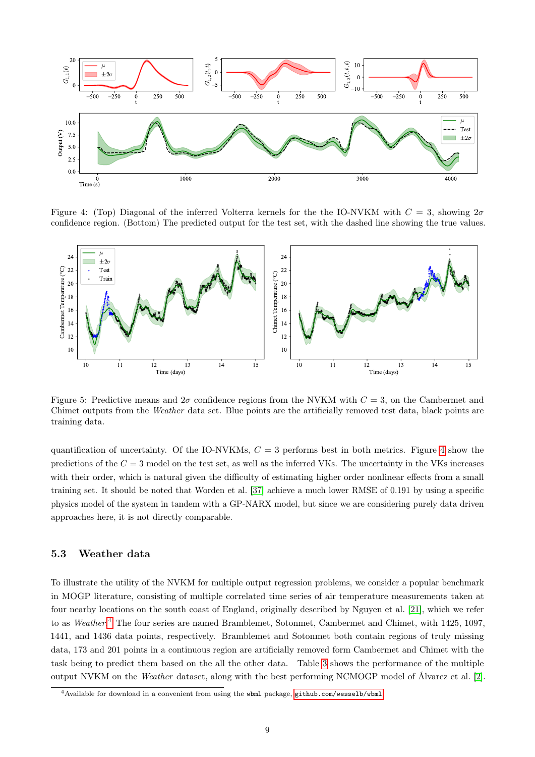Figure 4: (Top) Diagonal of the inferred Volterra kernels for the the IO-NVKM with $C = 3$, showing $2\sigma$ confidence region. (Bottom) The predicted output for the test set, with the dashed line showing the true values.

Figure 5: Predictive means and $2\sigma$ confidence regions from the NVKM with $C = 3$, on the Cambermet and Chimet outputs from the *Weather* data set. Blue points are the artificially removed test data, black points are training data.

quantification of uncertainty. Of the IO-NVKMs, $C = 3$ performs best in both metrics. Figure 4 show the predictions of the $C = 3$ model on the test set, as well as the inferred VKs. The uncertainty in the VKs increases with their order, which is natural given the difficulty of estimating higher order nonlinear effects from a small training set. It should be noted that Worden et al. [37] achieve a much lower RMSE of 0.191 by using a specific physics model of the system in tandem with a GP-NARX model, but since we are considering purely data driven approaches here, it is not directly comparable.

### 5.3 Weather data

To illustrate the utility of the NVKM for multiple output regression problems, we consider a popular benchmark in MOGP literature, consisting of multiple correlated time series of air temperature measurements taken at four nearby locations on the south coast of England, originally described by Nguyen et al. [21], which we refer to as *Weather*.[4] The four series are named Bramblemet, Sotonmet, Cambermet and Chimet, with 1425, 1097, 1441, and 1436 data points, respectively. Bramblemet and Sotonmet both contain regions of truly missing data, 173 and 201 points in a continuous region are artificially removed form Cambermet and Chimet with the task being to predict them based on the all the other data. Table 3 shows the performance of the multiple output NVKM on the *Weather* dataset, along with the best performing NCMOGP model of Álvarez et al. [2].

[4] Available for download in a convenient from using the `wbml` package, `github.com/wesselb/wbml`.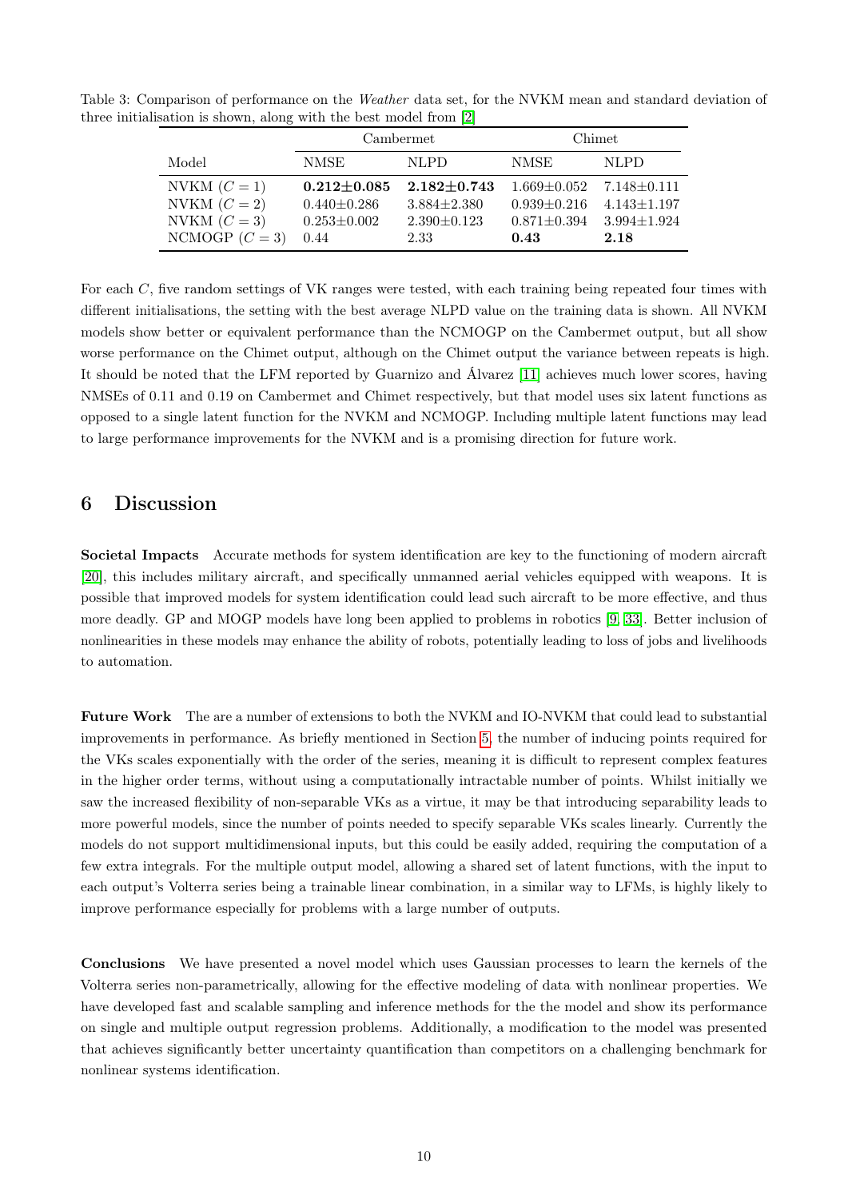Table 3: Comparison of performance on the *Weather* data set, for the NVKM mean and standard deviation of three initialisation is shown, along with the best model from [2]

| | Cambermet | | Chimet | |
|---|---|---|---|---|
| Model | NMSE | NLPD | NMSE | NLPD |
| NVKM ($C = 1$) | **0.212±0.085** | **2.182±0.743** | 1.669±0.052 | 7.148±0.111 |
| NVKM ($C = 2$) | 0.440±0.286 | 3.884±2.380 | 0.939±0.216 | 4.143±1.197 |
| NVKM ($C = 3$) | 0.253±0.002 | 2.390±0.123 | 0.871±0.394 | 3.994±1.924 |
| NCMOGP ($C = 3$) | 0.44 | 2.33 | **0.43** | **2.18** |

For each $C$, five random settings of VK ranges were tested, with each training being repeated four times with different initialisations, the setting with the best average NLPD value on the training data is shown. All NVKM models show better or equivalent performance than the NCMOGP on the Cambermet output, but all show worse performance on the Chimet output, although on the Chimet output the variance between repeats is high. It should be noted that the LFM reported by Guarnizo and Álvarez [11] achieves much lower scores, having NMSEs of 0.11 and 0.19 on Cambermet and Chimet respectively, but that model uses six latent functions as opposed to a single latent function for the NVKM and NCMOGP. Including multiple latent functions may lead to large performance improvements for the NVKM and is a promising direction for future work.

## 6 Discussion

**Societal Impacts** Accurate methods for system identification are key to the functioning of modern aircraft [20], this includes military aircraft, and specifically unmanned aerial vehicles equipped with weapons. It is possible that improved models for system identification could lead such aircraft to be more effective, and thus more deadly. GP and MOGP models have long been applied to problems in robotics [9, 33]. Better inclusion of nonlinearities in these models may enhance the ability of robots, potentially leading to loss of jobs and livelihoods to automation.

**Future Work** The are a number of extensions to both the NVKM and IO-NVKM that could lead to substantial improvements in performance. As briefly mentioned in Section 5, the number of inducing points required for the VKs scales exponentially with the order of the series, meaning it is difficult to represent complex features in the higher order terms, without using a computationally intractable number of points. Whilst initially we saw the increased flexibility of non-separable VKs as a virtue, it may be that introducing separability leads to more powerful models, since the number of points needed to specify separable VKs scales linearly. Currently the models do not support multidimensional inputs, but this could be easily added, requiring the computation of a few extra integrals. For the multiple output model, allowing a shared set of latent functions, with the input to each output's Volterra series being a trainable linear combination, in a similar way to LFMs, is highly likely to improve performance especially for problems with a large number of outputs.

**Conclusions** We have presented a novel model which uses Gaussian processes to learn the kernels of the Volterra series non-parametrically, allowing for the effective modeling of data with nonlinear properties. We have developed fast and scalable sampling and inference methods for the the model and show its performance on single and multiple output regression problems. Additionally, a modification to the model was presented that achieves significantly better uncertainty quantification than competitors on a challenging benchmark for nonlinear systems identification.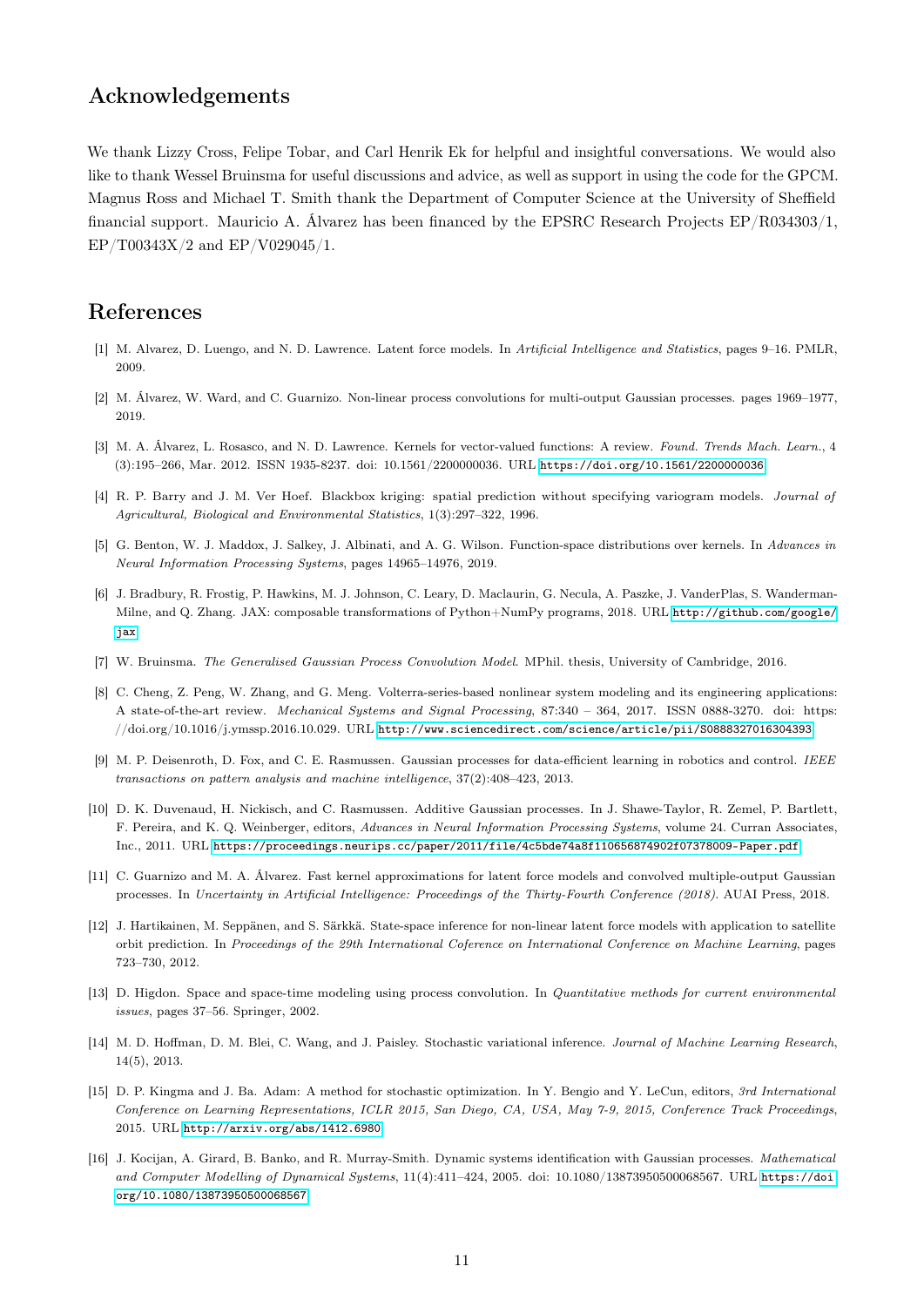## Acknowledgements

We thank Lizzy Cross, Felipe Tobar, and Carl Henrik Ek for helpful and insightful conversations. We would also like to thank Wessel Bruinsma for useful discussions and advice, as well as support in using the code for the GPCM. Magnus Ross and Michael T. Smith thank the Department of Computer Science at the University of Sheffield financial support. Mauricio A. Álvarez has been financed by the EPSRC Research Projects EP/R034303/1, EP/T00343X/2 and EP/V029045/1.

## References

[1] M. Alvarez, D. Luengo, and N. D. Lawrence. Latent force models. In *Artificial Intelligence and Statistics*, pages 9–16. PMLR, 2009.

[2] M. Álvarez, W. Ward, and C. Guarnizo. Non-linear process convolutions for multi-output Gaussian processes. pages 1969–1977, 2019.

[3] M. A. Álvarez, L. Rosasco, and N. D. Lawrence. Kernels for vector-valued functions: A review. *Found. Trends Mach. Learn.*, 4 (3):195–266, Mar. 2012. ISSN 1935-8237. doi: 10.1561/2200000036. URL https://doi.org/10.1561/2200000036.

[4] R. P. Barry and J. M. Ver Hoef. Blackbox kriging: spatial prediction without specifying variogram models. *Journal of Agricultural, Biological and Environmental Statistics*, 1(3):297–322, 1996.

[5] G. Benton, W. J. Maddox, J. Salkey, J. Albinati, and A. G. Wilson. Function-space distributions over kernels. In *Advances in Neural Information Processing Systems*, pages 14965–14976, 2019.

[6] J. Bradbury, R. Frostig, P. Hawkins, M. J. Johnson, C. Leary, D. Maclaurin, G. Necula, A. Paszke, J. VanderPlas, S. Wanderman-Milne, and Q. Zhang. JAX: composable transformations of Python+NumPy programs, 2018. URL http://github.com/google/jax.

[7] W. Bruinsma. *The Generalised Gaussian Process Convolution Model*. MPhil. thesis, University of Cambridge, 2016.

[8] C. Cheng, Z. Peng, W. Zhang, and G. Meng. Volterra-series-based nonlinear system modeling and its engineering applications: A state-of-the-art review. *Mechanical Systems and Signal Processing*, 87:340 – 364, 2017. ISSN 0888-3270. doi: https://doi.org/10.1016/j.ymssp.2016.10.029. URL http://www.sciencedirect.com/science/article/pii/S0888327016304393.

[9] M. P. Deisenroth, D. Fox, and C. E. Rasmussen. Gaussian processes for data-efficient learning in robotics and control. *IEEE transactions on pattern analysis and machine intelligence*, 37(2):408–423, 2013.

[10] D. K. Duvenaud, H. Nickisch, and C. Rasmussen. Additive Gaussian processes. In J. Shawe-Taylor, R. Zemel, P. Bartlett, F. Pereira, and K. Q. Weinberger, editors, *Advances in Neural Information Processing Systems*, volume 24. Curran Associates, Inc., 2011. URL https://proceedings.neurips.cc/paper/2011/file/4c5bde74a8f110656874902f07378009-Paper.pdf.

[11] C. Guarnizo and M. A. Álvarez. Fast kernel approximations for latent force models and convolved multiple-output Gaussian processes. In *Uncertainty in Artificial Intelligence: Proceedings of the Thirty-Fourth Conference (2018)*. AUAI Press, 2018.

[12] J. Hartikainen, M. Seppänen, and S. Särkkä. State-space inference for non-linear latent force models with application to satellite orbit prediction. In *Proceedings of the 29th International Coference on International Conference on Machine Learning*, pages 723–730, 2012.

[13] D. Higdon. Space and space-time modeling using process convolution. In *Quantitative methods for current environmental issues*, pages 37–56. Springer, 2002.

[14] M. D. Hoffman, D. M. Blei, C. Wang, and J. Paisley. Stochastic variational inference. *Journal of Machine Learning Research*, 14(5), 2013.

[15] D. P. Kingma and J. Ba. Adam: A method for stochastic optimization. In Y. Bengio and Y. LeCun, editors, *3rd International Conference on Learning Representations, ICLR 2015, San Diego, CA, USA, May 7-9, 2015, Conference Track Proceedings*, 2015. URL http://arxiv.org/abs/1412.6980.

[16] J. Kocijan, A. Girard, B. Banko, and R. Murray-Smith. Dynamic systems identification with Gaussian processes. *Mathematical and Computer Modelling of Dynamical Systems*, 11(4):411–424, 2005. doi: 10.1080/13873950500068567. URL https://doi.org/10.1080/13873950500068567.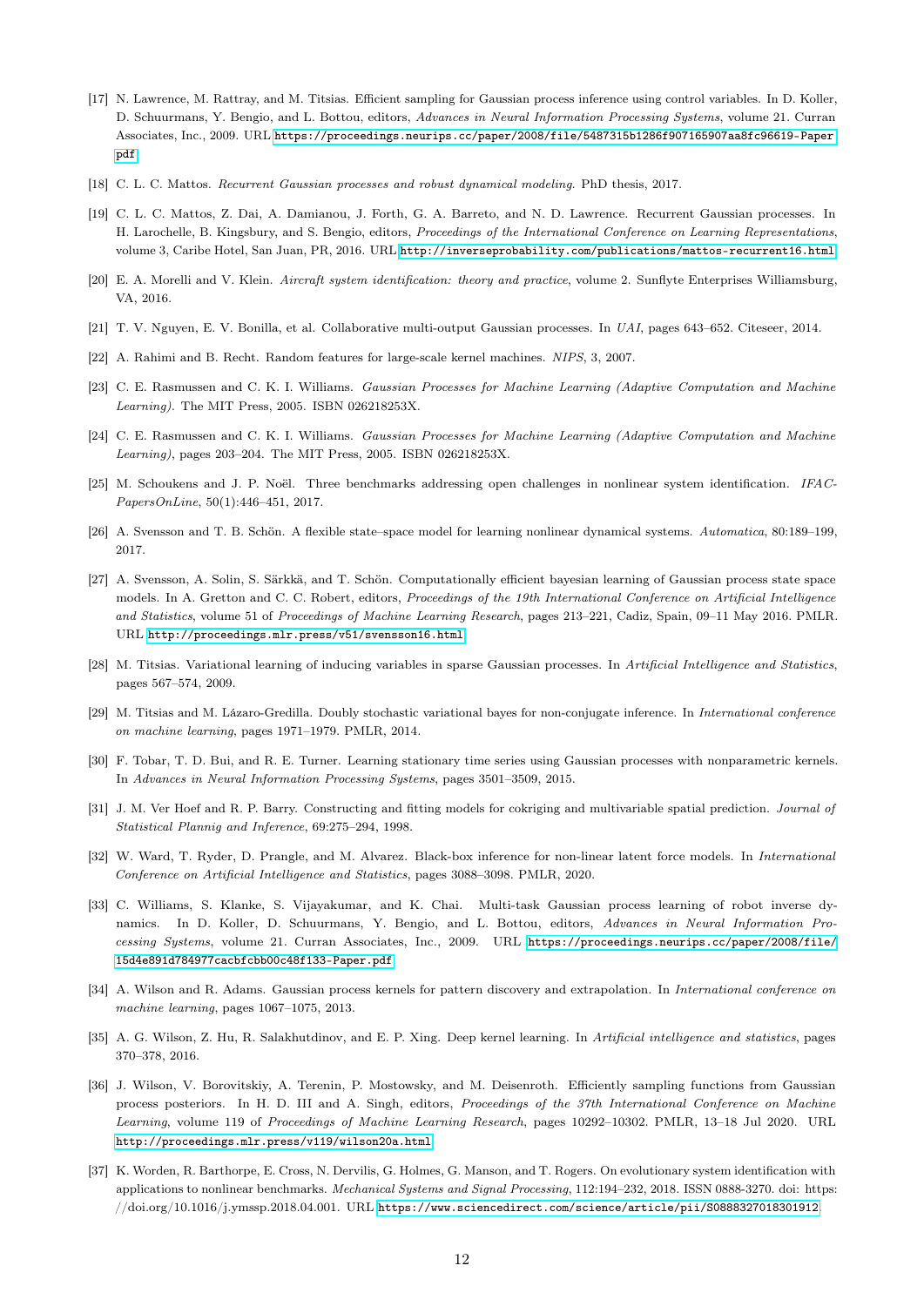[17] N. Lawrence, M. Rattray, and M. Titsias. Efficient sampling for Gaussian process inference using control variables. In D. Koller, D. Schuurmans, Y. Bengio, and L. Bottou, editors, *Advances in Neural Information Processing Systems*, volume 21. Curran Associates, Inc., 2009. URL https://proceedings.neurips.cc/paper/2008/file/5487315b1286f907165907aa8fc96619-Paper.pdf.

[18] C. L. C. Mattos. *Recurrent Gaussian processes and robust dynamical modeling*. PhD thesis, 2017.

[19] C. L. C. Mattos, Z. Dai, A. Damianou, J. Forth, G. A. Barreto, and N. D. Lawrence. Recurrent Gaussian processes. In H. Larochelle, B. Kingsbury, and S. Bengio, editors, *Proceedings of the International Conference on Learning Representations*, volume 3, Caribe Hotel, San Juan, PR, 2016. URL http://inverseprobability.com/publications/mattos-recurrent16.html.

[20] E. A. Morelli and V. Klein. *Aircraft system identification: theory and practice*, volume 2. Sunflyte Enterprises Williamsburg, VA, 2016.

[21] T. V. Nguyen, E. V. Bonilla, et al. Collaborative multi-output Gaussian processes. In *UAI*, pages 643–652. Citeseer, 2014.

[22] A. Rahimi and B. Recht. Random features for large-scale kernel machines. *NIPS*, 3, 2007.

[23] C. E. Rasmussen and C. K. I. Williams. *Gaussian Processes for Machine Learning (Adaptive Computation and Machine Learning)*. The MIT Press, 2005. ISBN 026218253X.

[24] C. E. Rasmussen and C. K. I. Williams. *Gaussian Processes for Machine Learning (Adaptive Computation and Machine Learning)*, pages 203–204. The MIT Press, 2005. ISBN 026218253X.

[25] M. Schoukens and J. P. Noël. Three benchmarks addressing open challenges in nonlinear system identification. *IFAC-PapersOnLine*, 50(1):446–451, 2017.

[26] A. Svensson and T. B. Schön. A flexible state–space model for learning nonlinear dynamical systems. *Automatica*, 80:189–199, 2017.

[27] A. Svensson, A. Solin, S. Särkkä, and T. Schön. Computationally efficient bayesian learning of Gaussian process state space models. In A. Gretton and C. C. Robert, editors, *Proceedings of the 19th International Conference on Artificial Intelligence and Statistics*, volume 51 of *Proceedings of Machine Learning Research*, pages 213–221, Cadiz, Spain, 09–11 May 2016. PMLR. URL http://proceedings.mlr.press/v51/svensson16.html.

[28] M. Titsias. Variational learning of inducing variables in sparse Gaussian processes. In *Artificial Intelligence and Statistics*, pages 567–574, 2009.

[29] M. Titsias and M. Lázaro-Gredilla. Doubly stochastic variational bayes for non-conjugate inference. In *International conference on machine learning*, pages 1971–1979. PMLR, 2014.

[30] F. Tobar, T. D. Bui, and R. E. Turner. Learning stationary time series using Gaussian processes with nonparametric kernels. In *Advances in Neural Information Processing Systems*, pages 3501–3509, 2015.

[31] J. M. Ver Hoef and R. P. Barry. Constructing and fitting models for cokriging and multivariable spatial prediction. *Journal of Statistical Plannig and Inference*, 69:275–294, 1998.

[32] W. Ward, T. Ryder, D. Prangle, and M. Alvarez. Black-box inference for non-linear latent force models. In *International Conference on Artificial Intelligence and Statistics*, pages 3088–3098. PMLR, 2020.

[33] C. Williams, S. Klanke, S. Vijayakumar, and K. Chai. Multi-task Gaussian process learning of robot inverse dynamics. In D. Koller, D. Schuurmans, Y. Bengio, and L. Bottou, editors, *Advances in Neural Information Processing Systems*, volume 21. Curran Associates, Inc., 2009. URL https://proceedings.neurips.cc/paper/2008/file/15d4e891d784977cacbfcbb00c48f133-Paper.pdf.

[34] A. Wilson and R. Adams. Gaussian process kernels for pattern discovery and extrapolation. In *International conference on machine learning*, pages 1067–1075, 2013.

[35] A. G. Wilson, Z. Hu, R. Salakhutdinov, and E. P. Xing. Deep kernel learning. In *Artificial intelligence and statistics*, pages 370–378, 2016.

[36] J. Wilson, V. Borovitskiy, A. Terenin, P. Mostowsky, and M. Deisenroth. Efficiently sampling functions from Gaussian process posteriors. In H. D. III and A. Singh, editors, *Proceedings of the 37th International Conference on Machine Learning*, volume 119 of *Proceedings of Machine Learning Research*, pages 10292–10302. PMLR, 13–18 Jul 2020. URL http://proceedings.mlr.press/v119/wilson20a.html.

[37] K. Worden, R. Barthorpe, E. Cross, N. Dervilis, G. Holmes, G. Manson, and T. Rogers. On evolutionary system identification with applications to nonlinear benchmarks. *Mechanical Systems and Signal Processing*, 112:194–232, 2018. ISSN 0888-3270. doi: https://doi.org/10.1016/j.ymssp.2018.04.001. URL https://www.sciencedirect.com/science/article/pii/S0888327018301912.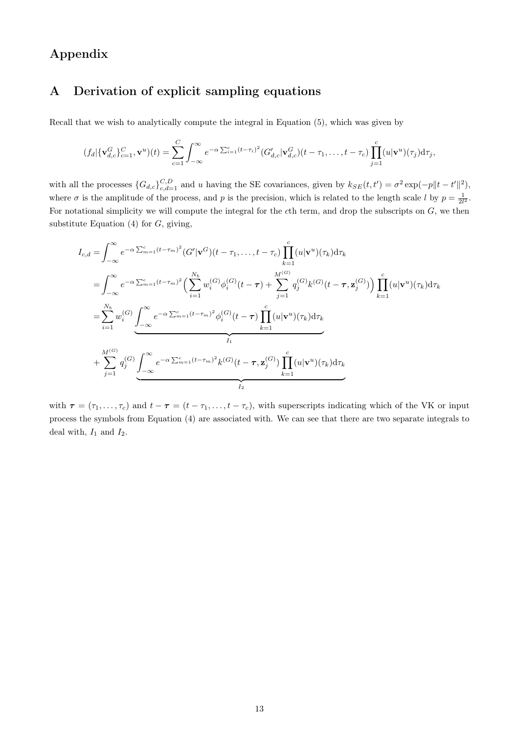# Appendix

## A Derivation of explicit sampling equations

Recall that we wish to analytically compute the integral in Equation (5), which was given by

$$
(f_d | \{\mathbf{v}^G_{d,c}\}_{c=1}^C, \mathbf{v}^u)(t) = \sum_{c=1}^{C} \int_{-\infty}^{\infty} e^{-\alpha \sum_{i=1}^{c} (t-\tau_i)^2} (G'_{d,c} | \mathbf{v}^G_{d,c})(t-\tau_1, \ldots, t-\tau_c) \prod_{j=1}^{c} (u|\mathbf{v}^u)(\tau_j) \mathrm{d}\tau_j,
$$

with all the processes $\{G_{d,c}\}_{c,d=1}^{C,D}$ and $u$ having the SE covariances, given by $k_{SE}(t,t') = \sigma^2 \exp(-p\|t-t'\|^2)$, where $\sigma$ is the amplitude of the process, and $p$ is the precision, which is related to the length scale $l$ by $p = \frac{1}{2l^2}$. For notational simplicity we will compute the integral for the $c$th term, and drop the subscripts on $G$, we then substitute Equation (4) for $G$, giving,

$$
\begin{aligned}
I_{c,d} &= \int_{-\infty}^{\infty} e^{-\alpha \sum_{m=1}^{c} (t-\tau_m)^2} (G'|\mathbf{v}^G)(t-\tau_1, \ldots, t-\tau_c) \prod_{k=1}^{c} (u|\mathbf{v}^u)(\tau_k) \mathrm{d}\tau_k \\
&= \int_{-\infty}^{\infty} e^{-\alpha \sum_{m=1}^{c} (t-\tau_m)^2} \Big( \sum_{i=1}^{N_b} w_i^{(G)} \phi_i^{(G)}(t-\boldsymbol{\tau}) + \sum_{j=1}^{M^{(G)}} q_j^{(G)} k^{(G)}(t-\boldsymbol{\tau}, \mathbf{z}_j^{(G)}) \Big) \prod_{k=1}^{c} (u|\mathbf{v}^u)(\tau_k) \mathrm{d}\tau_k \\
&= \sum_{i=1}^{N_b} w_i^{(G)} \underbrace{\int_{-\infty}^{\infty} e^{-\alpha \sum_{m=1}^{c} (t-\tau_m)^2} \phi_i^{(G)}(t-\boldsymbol{\tau}) \prod_{k=1}^{c} (u|\mathbf{v}^u)(\tau_k) \mathrm{d}\tau_k}_{I_1} \\
&\quad + \sum_{j=1}^{M^{(G)}} q_j^{(G)} \underbrace{\int_{-\infty}^{\infty} e^{-\alpha \sum_{m=1}^{c} (t-\tau_m)^2} k^{(G)}(t-\boldsymbol{\tau}, \mathbf{z}_j^{(G)}) \prod_{k=1}^{c} (u|\mathbf{v}^u)(\tau_k) \mathrm{d}\tau_k}_{I_2}
\end{aligned}
$$

with $\boldsymbol{\tau} = (\tau_1, \ldots, \tau_c)$ and $t - \boldsymbol{\tau} = (t-\tau_1, \ldots, t-\tau_c)$, with superscripts indicating which of the VK or input process the symbols from Equation (4) are associated with. We can see that there are two separate integrals to deal with, $I_1$ and $I_2$.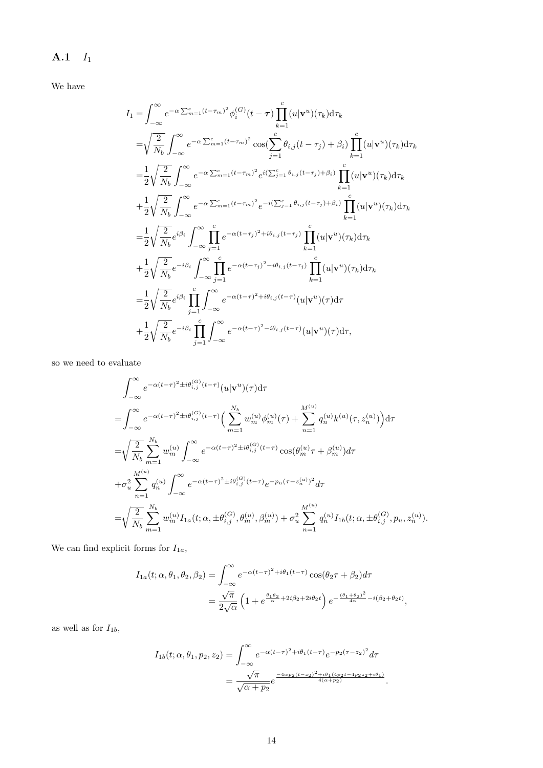### A.1 $I_1$

We have

$$
\begin{aligned}
I_1 =& \int_{-\infty}^{\infty} e^{-\alpha \sum_{m=1}^{c}(t-\tau_m)^2} \phi_i^{(G)}(t-\boldsymbol{\tau}) \prod_{k=1}^{c} (u|\mathbf{v}^u)(\tau_k) \mathrm{d}\tau_k \\
=& \sqrt{\frac{2}{N_b}} \int_{-\infty}^{\infty} e^{-\alpha \sum_{m=1}^{c}(t-\tau_m)^2} \cos(\sum_{j=1}^{c} \theta_{i,j}(t-\tau_j) + \beta_i) \prod_{k=1}^{c} (u|\mathbf{v}^u)(\tau_k) \mathrm{d}\tau_k \\
=& \frac{1}{2}\sqrt{\frac{2}{N_b}} \int_{-\infty}^{\infty} e^{-\alpha \sum_{m=1}^{c}(t-\tau_m)^2} e^{i(\sum_{j=1}^{c} \theta_{i,j}(t-\tau_j)+\beta_i)} \prod_{k=1}^{c} (u|\mathbf{v}^u)(\tau_k) \mathrm{d}\tau_k \\
&+ \frac{1}{2}\sqrt{\frac{2}{N_b}} \int_{-\infty}^{\infty} e^{-\alpha \sum_{m=1}^{c}(t-\tau_m)^2} e^{-i(\sum_{j=1}^{c} \theta_{i,j}(t-\tau_j)+\beta_i)} \prod_{k=1}^{c} (u|\mathbf{v}^u)(\tau_k) \mathrm{d}\tau_k \\
=& \frac{1}{2}\sqrt{\frac{2}{N_b}} e^{i\beta_i} \int_{-\infty}^{\infty} \prod_{j=1}^{c} e^{-\alpha(t-\tau_j)^2 + i\theta_{i,j}(t-\tau_j)} \prod_{k=1}^{c} (u|\mathbf{v}^u)(\tau_k) \mathrm{d}\tau_k \\
&+ \frac{1}{2}\sqrt{\frac{2}{N_b}} e^{-i\beta_i} \int_{-\infty}^{\infty} \prod_{j=1}^{c} e^{-\alpha(t-\tau_j)^2 - i\theta_{i,j}(t-\tau_j)} \prod_{k=1}^{c} (u|\mathbf{v}^u)(\tau_k) \mathrm{d}\tau_k \\
=& \frac{1}{2}\sqrt{\frac{2}{N_b}} e^{i\beta_i} \prod_{j=1}^{c} \int_{-\infty}^{\infty} e^{-\alpha(t-\tau)^2 + i\theta_{i,j}(t-\tau)} (u|\mathbf{v}^u)(\tau) \mathrm{d}\tau \\
&+ \frac{1}{2}\sqrt{\frac{2}{N_b}} e^{-i\beta_i} \prod_{j=1}^{c} \int_{-\infty}^{\infty} e^{-\alpha(t-\tau)^2 - i\theta_{i,j}(t-\tau)} (u|\mathbf{v}^u)(\tau) \mathrm{d}\tau,
\end{aligned}
$$

so we need to evaluate

$$
\begin{aligned}
& \int_{-\infty}^{\infty} e^{-\alpha(t-\tau)^2 \pm i\theta_{i,j}^{(G)}(t-\tau)} (u|\mathbf{v}^u)(\tau) \mathrm{d}\tau \\
=& \int_{-\infty}^{\infty} e^{-\alpha(t-\tau)^2 \pm i\theta_{i,j}^{(G)}(t-\tau)} \Big( \sum_{m=1}^{N_b} w_m^{(u)} \phi_m^{(u)}(\tau) + \sum_{n=1}^{M^{(u)}} q_n^{(u)} k^{(u)}(\tau, z_n^{(u)}) \Big) \mathrm{d}\tau \\
=& \sqrt{\frac{2}{N_b}} \sum_{m=1}^{N_b} w_m^{(u)} \int_{-\infty}^{\infty} e^{-\alpha(t-\tau)^2 \pm i\theta_{i,j}^{(G)}(t-\tau)} \cos(\theta_m^{(u)}\tau + \beta_m^{(u)}) d\tau \\
&+ \sigma_u^2 \sum_{n=1}^{M^{(u)}} q_n^{(u)} \int_{-\infty}^{\infty} e^{-\alpha(t-\tau)^2 \pm i\theta_{i,j}^{(G)}(t-\tau)} e^{-p_u(\tau - z_n^{(u)})^2} d\tau \\
=& \sqrt{\frac{2}{N_b}} \sum_{m=1}^{N_b} w_m^{(u)} I_{1a}(t; \alpha, \pm\theta_{i,j}^{(G)}, \theta_m^{(u)}, \beta_m^{(u)}) + \sigma_u^2 \sum_{n=1}^{M^{(u)}} q_n^{(u)} I_{1b}(t; \alpha, \pm\theta_{i,j}^{(G)}, p_u, z_n^{(u)}).
\end{aligned}
$$

We can find explicit forms for $I_{1a}$,

$$
\begin{aligned}
I_{1a}(t; \alpha, \theta_1, \theta_2, \beta_2) &= \int_{-\infty}^{\infty} e^{-\alpha(t-\tau)^2 + i\theta_1(t-\tau)} \cos(\theta_2\tau + \beta_2) d\tau \\
&= \frac{\sqrt{\pi}}{2\sqrt{\alpha}} \left(1 + e^{\frac{\theta_1\theta_2}{\alpha} + 2i\beta_2 + 2i\theta_2 t}\right) e^{-\frac{(\theta_1+\theta_2)^2}{4\alpha} - i(\beta_2 + \theta_2 t)},
\end{aligned}
$$

as well as for $I_{1b}$,

$$
\begin{aligned}
I_{1b}(t; \alpha, \theta_1, p_2, z_2) &= \int_{-\infty}^{\infty} e^{-\alpha(t-\tau)^2 + i\theta_1(t-\tau)} e^{-p_2(\tau - z_2)^2} d\tau \\
&= \frac{\sqrt{\pi}}{\sqrt{\alpha + p_2}} e^{\frac{-4\alpha p_2 (t-z_2)^2 + i\theta_1(4p_2 t - 4p_2 z_2 + i\theta_1)}{4(\alpha+p_2)}}.
\end{aligned}
$$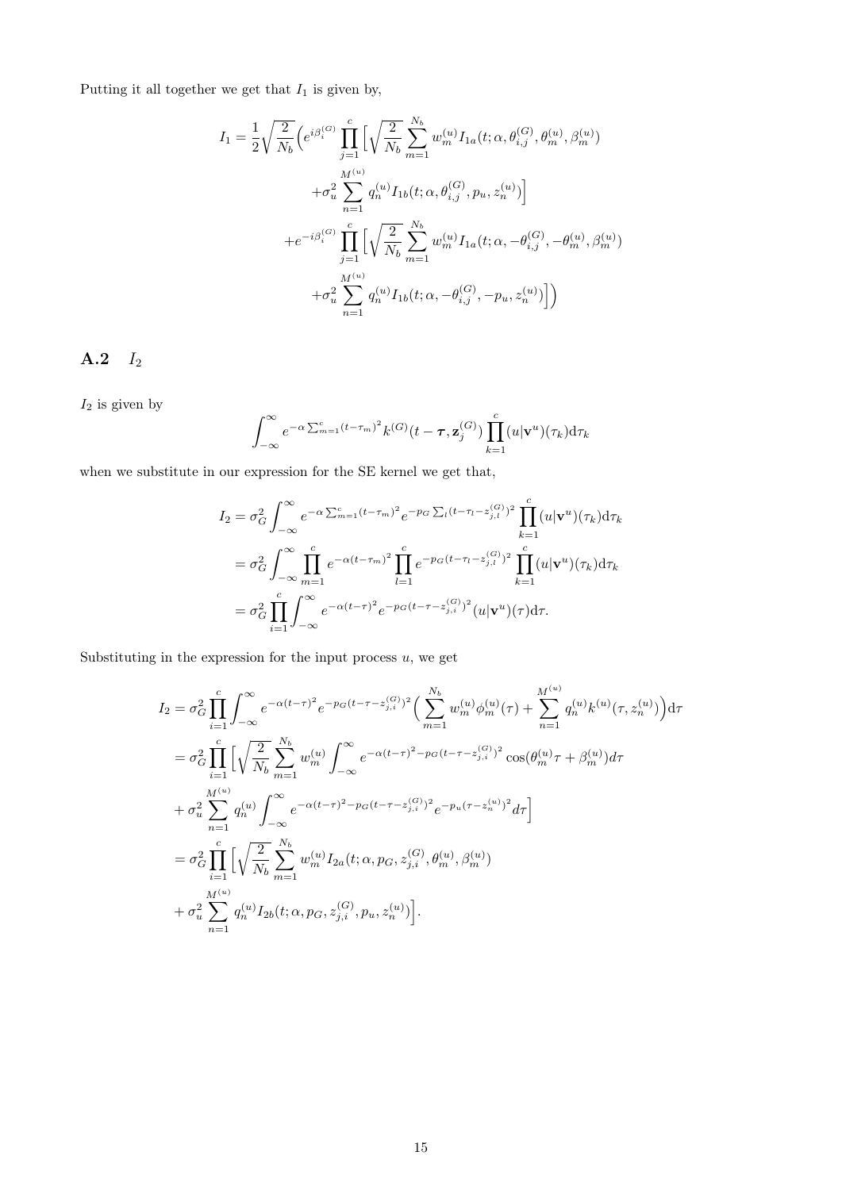Putting it all together we get that $I_1$ is given by,

$$
\begin{aligned}
I_1 = \frac{1}{2}\sqrt{\frac{2}{N_b}}\Big( e^{i\beta_i^{(G)}} \prod_{j=1}^{c} \Big[ & \sqrt{\frac{2}{N_b}} \sum_{m=1}^{N_b} w_m^{(u)} I_{1a}(t; \alpha, \theta_{i,j}^{(G)}, \theta_m^{(u)}, \beta_m^{(u)}) \\
& + \sigma_u^2 \sum_{n=1}^{M^{(u)}} q_n^{(u)} I_{1b}(t; \alpha, \theta_{i,j}^{(G)}, p_u, z_n^{(u)}) \Big] \\
+ e^{-i\beta_i^{(G)}} \prod_{j=1}^{c} \Big[ & \sqrt{\frac{2}{N_b}} \sum_{m=1}^{N_b} w_m^{(u)} I_{1a}(t; \alpha, -\theta_{i,j}^{(G)}, -\theta_m^{(u)}, \beta_m^{(u)}) \\
& + \sigma_u^2 \sum_{n=1}^{M^{(u)}} q_n^{(u)} I_{1b}(t; \alpha, -\theta_{i,j}^{(G)}, -p_u, z_n^{(u)}) \Big] \Big)
\end{aligned}
$$

## A.2 $I_2$

$I_2$ is given by

$$
\int_{-\infty}^{\infty} e^{-\alpha \sum_{m=1}^{c} (t-\tau_m)^2} k^{(G)}(t - \boldsymbol{\tau}, \mathbf{z}_j^{(G)}) \prod_{k=1}^{c} (u|\mathbf{v}^u)(\tau_k) \mathrm{d}\tau_k
$$

when we substitute in our expression for the SE kernel we get that,

$$
\begin{aligned}
I_2 &= \sigma_G^2 \int_{-\infty}^{\infty} e^{-\alpha \sum_{m=1}^{c} (t-\tau_m)^2} e^{-p_G \sum_l (t-\tau_l - z_{j,l}^{(G)})^2} \prod_{k=1}^{c} (u|\mathbf{v}^u)(\tau_k) \mathrm{d}\tau_k \\
&= \sigma_G^2 \int_{-\infty}^{\infty} \prod_{m=1}^{c} e^{-\alpha (t-\tau_m)^2} \prod_{l=1}^{c} e^{-p_G (t-\tau_l - z_{j,l}^{(G)})^2} \prod_{k=1}^{c} (u|\mathbf{v}^u)(\tau_k) \mathrm{d}\tau_k \\
&= \sigma_G^2 \prod_{i=1}^{c} \int_{-\infty}^{\infty} e^{-\alpha (t-\tau)^2} e^{-p_G (t-\tau - z_{j,i}^{(G)})^2} (u|\mathbf{v}^u)(\tau) \mathrm{d}\tau.
\end{aligned}
$$

Substituting in the expression for the input process $u$, we get

$$
\begin{aligned}
I_2 &= \sigma_G^2 \prod_{i=1}^{c} \int_{-\infty}^{\infty} e^{-\alpha (t-\tau)^2} e^{-p_G (t-\tau - z_{j,i}^{(G)})^2} \Big( \sum_{m=1}^{N_b} w_m^{(u)} \phi_m^{(u)}(\tau) + \sum_{n=1}^{M^{(u)}} q_n^{(u)} k^{(u)}(\tau, z_n^{(u)}) \Big) \mathrm{d}\tau \\
&= \sigma_G^2 \prod_{i=1}^{c} \Big[ \sqrt{\frac{2}{N_b}} \sum_{m=1}^{N_b} w_m^{(u)} \int_{-\infty}^{\infty} e^{-\alpha (t-\tau)^2 - p_G (t-\tau - z_{j,i}^{(G)})^2} \cos(\theta_m^{(u)} \tau + \beta_m^{(u)}) d\tau \\
&+ \sigma_u^2 \sum_{n=1}^{M^{(u)}} q_n^{(u)} \int_{-\infty}^{\infty} e^{-\alpha (t-\tau)^2 - p_G (t-\tau - z_{j,i}^{(G)})^2} e^{-p_u (\tau - z_n^{(u)})^2} d\tau \Big] \\
&= \sigma_G^2 \prod_{i=1}^{c} \Big[ \sqrt{\frac{2}{N_b}} \sum_{m=1}^{N_b} w_m^{(u)} I_{2a}(t; \alpha, p_G, z_{j,i}^{(G)}, \theta_m^{(u)}, \beta_m^{(u)}) \\
&+ \sigma_u^2 \sum_{n=1}^{M^{(u)}} q_n^{(u)} I_{2b}(t; \alpha, p_G, z_{j,i}^{(G)}, p_u, z_n^{(u)}) \Big].
\end{aligned}
$$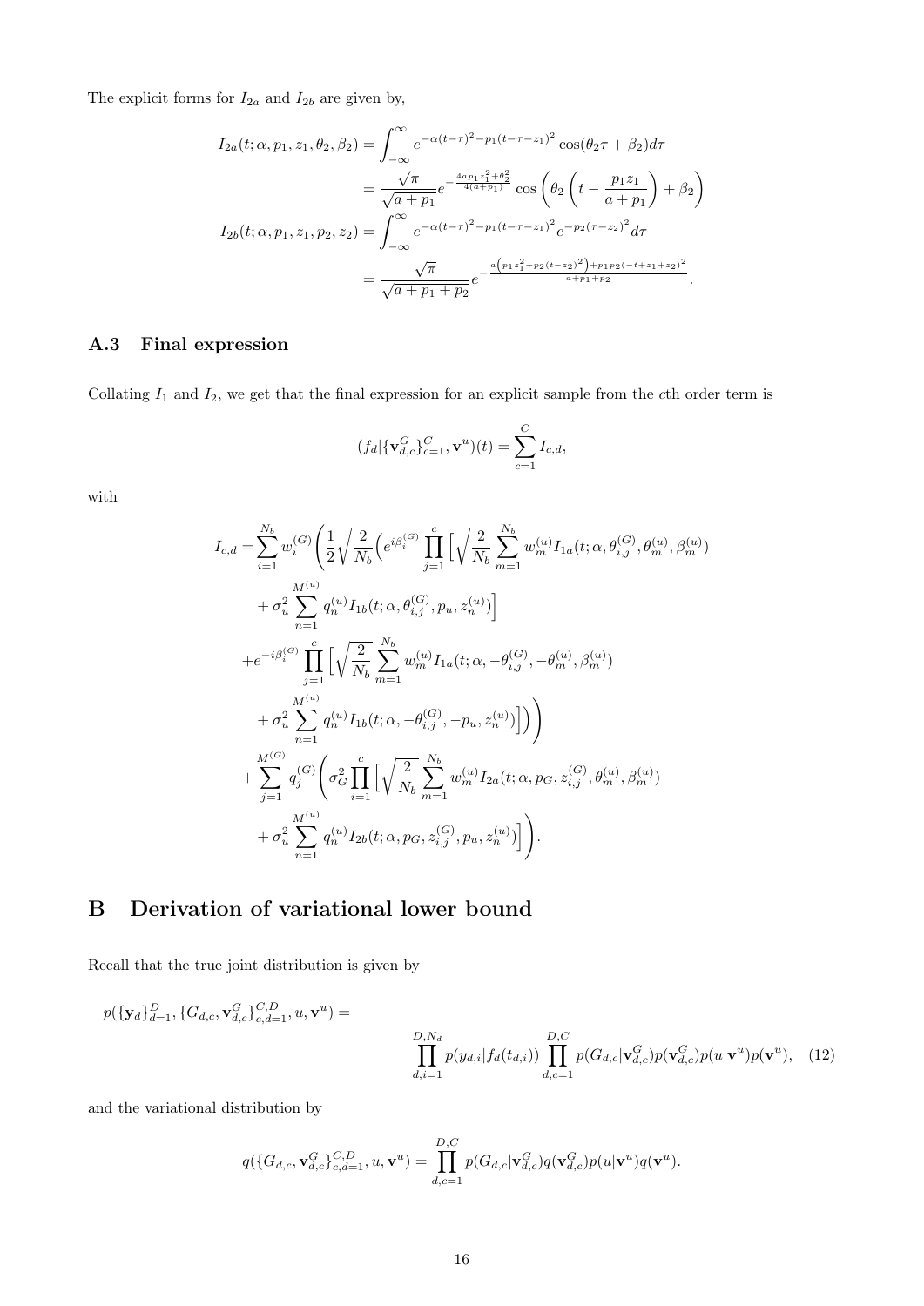The explicit forms for $I_{2a}$ and $I_{2b}$ are given by,

$$
\begin{aligned}
I_{2a}(t;\alpha,p_1,z_1,\theta_2,\beta_2) &= \int_{-\infty}^{\infty} e^{-\alpha(t-\tau)^2 - p_1(t-\tau-z_1)^2}\cos(\theta_2\tau+\beta_2)d\tau \\
&= \frac{\sqrt{\pi}}{\sqrt{a+p_1}} e^{-\frac{4ap_1z_1^2+\theta_2^2}{4(a+p_1)}} \cos\left(\theta_2\left(t-\frac{p_1z_1}{a+p_1}\right)+\beta_2\right) \\
I_{2b}(t;\alpha,p_1,z_1,p_2,z_2) &= \int_{-\infty}^{\infty} e^{-\alpha(t-\tau)^2 - p_1(t-\tau-z_1)^2} e^{-p_2(\tau-z_2)^2} d\tau \\
&= \frac{\sqrt{\pi}}{\sqrt{a+p_1+p_2}} e^{-\frac{a\left(p_1z_1^2+p_2(t-z_2)^2\right)+p_1p_2(-t+z_1+z_2)^2}{a+p_1+p_2}}.
\end{aligned}
$$

### A.3 Final expression

Collating $I_1$ and $I_2$, we get that the final expression for an explicit sample from the $c$th order term is

$$
(f_d|\{\mathbf{v}_{d,c}^G\}_{c=1}^C, \mathbf{v}^u)(t) = \sum_{c=1}^C I_{c,d},
$$

with

$$
\begin{aligned}
I_{c,d} =& \sum_{i=1}^{N_b} w_i^{(G)} \Bigg( \frac{1}{2}\sqrt{\frac{2}{N_b}} \Big( e^{i\beta_i^{(G)}} \prod_{j=1}^{c} \Big[ \sqrt{\frac{2}{N_b}} \sum_{m=1}^{N_b} w_m^{(u)} I_{1a}(t;\alpha,\theta_{i,j}^{(G)},\theta_m^{(u)},\beta_m^{(u)}) \\
&+ \sigma_u^2 \sum_{n=1}^{M^{(u)}} q_n^{(u)} I_{1b}(t;\alpha,\theta_{i,j}^{(G)},p_u,z_n^{(u)}) \Big] \\
&+ e^{-i\beta_i^{(G)}} \prod_{j=1}^{c} \Big[ \sqrt{\frac{2}{N_b}} \sum_{m=1}^{N_b} w_m^{(u)} I_{1a}(t;\alpha,-\theta_{i,j}^{(G)},-\theta_m^{(u)},\beta_m^{(u)}) \\
&+ \sigma_u^2 \sum_{n=1}^{M^{(u)}} q_n^{(u)} I_{1b}(t;\alpha,-\theta_{i,j}^{(G)},-p_u,z_n^{(u)}) \Big] \Big) \Bigg) \\
&+ \sum_{j=1}^{M^{(G)}} q_j^{(G)} \Bigg( \sigma_G^2 \prod_{i=1}^{c} \Big[ \sqrt{\frac{2}{N_b}} \sum_{m=1}^{N_b} w_m^{(u)} I_{2a}(t;\alpha,p_G,z_{i,j}^{(G)},\theta_m^{(u)},\beta_m^{(u)}) \\
&+ \sigma_u^2 \sum_{n=1}^{M^{(u)}} q_n^{(u)} I_{2b}(t;\alpha,p_G,z_{i,j}^{(G)},p_u,z_n^{(u)}) \Big] \Bigg).
\end{aligned}
$$

# B Derivation of variational lower bound

Recall that the true joint distribution is given by

$$
p(\{\mathbf{y}_d\}_{d=1}^D, \{G_{d,c}, \mathbf{v}_{d,c}^G\}_{c,d=1}^{C,D}, u, \mathbf{v}^u) = \prod_{d,i=1}^{D,N_d} p(y_{d,i}|f_d(t_{d,i})) \prod_{d,c=1}^{D,C} p(G_{d,c}|\mathbf{v}_{d,c}^G) p(\mathbf{v}_{d,c}^G) p(u|\mathbf{v}^u) p(\mathbf{v}^u), \quad (12)
$$

and the variational distribution by

$$
q(\{G_{d,c}, \mathbf{v}_{d,c}^G\}_{c,d=1}^{C,D}, u, \mathbf{v}^u) = \prod_{d,c=1}^{D,C} p(G_{d,c}|\mathbf{v}_{d,c}^G) q(\mathbf{v}_{d,c}^G) p(u|\mathbf{v}^u) q(\mathbf{v}^u).
$$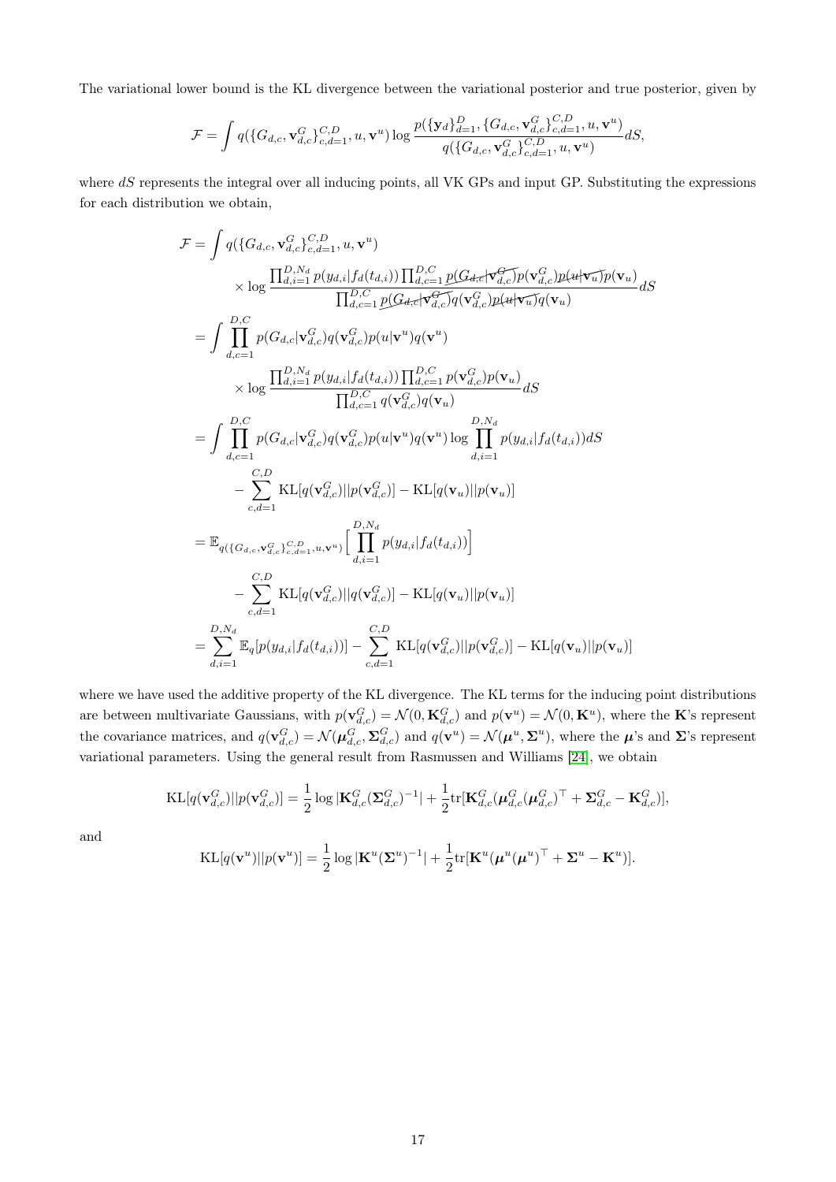The variational lower bound is the KL divergence between the variational posterior and true posterior, given by

$$\mathcal{F} = \int q(\{G_{d,c}, \mathbf{v}^G_{d,c}\}_{c,d=1}^{C,D}, u, \mathbf{v}^u) \log \frac{p(\{\mathbf{y}_d\}_{d=1}^D, \{G_{d,c}, \mathbf{v}^G_{d,c}\}_{c,d=1}^{C,D}, u, \mathbf{v}^u)}{q(\{G_{d,c}, \mathbf{v}^G_{d,c}\}_{c,d=1}^{C,D}, u, \mathbf{v}^u)} dS,$$

where $dS$ represents the integral over all inducing points, all VK GPs and input GP. Substituting the expressions for each distribution we obtain,

$$\begin{aligned}
\mathcal{F} &= \int q(\{G_{d,c}, \mathbf{v}^G_{d,c}\}_{c,d=1}^{C,D}, u, \mathbf{v}^u) \\
&\quad \times \log \frac{\prod_{d,i=1}^{D,N_d} p(y_{d,i}|f_d(t_{d,i})) \prod_{d,c=1}^{D,C} \cancel{p(G_{d,c}|\mathbf{v}^G_{d,c})} p(\mathbf{v}^G_{d,c}) \cancel{p(u|\mathbf{v}_u)} p(\mathbf{v}_u)}{\prod_{d,c=1}^{D,C} \cancel{p(G_{d,c}|\mathbf{v}^G_{d,c})} q(\mathbf{v}^G_{d,c}) \cancel{p(u|\mathbf{v}_u)} q(\mathbf{v}_u)} dS \\
&= \int \prod_{d,c=1}^{D,C} p(G_{d,c}|\mathbf{v}^G_{d,c}) q(\mathbf{v}^G_{d,c}) p(u|\mathbf{v}^u) q(\mathbf{v}^u) \\
&\quad \times \log \frac{\prod_{d,i=1}^{D,N_d} p(y_{d,i}|f_d(t_{d,i})) \prod_{d,c=1}^{D,C} p(\mathbf{v}^G_{d,c}) p(\mathbf{v}_u)}{\prod_{d,c=1}^{D,C} q(\mathbf{v}^G_{d,c}) q(\mathbf{v}_u)} dS \\
&= \int \prod_{d,c=1}^{D,C} p(G_{d,c}|\mathbf{v}^G_{d,c}) q(\mathbf{v}^G_{d,c}) p(u|\mathbf{v}^u) q(\mathbf{v}^u) \log \prod_{d,i=1}^{D,N_d} p(y_{d,i}|f_d(t_{d,i})) dS \\
&\quad - \sum_{c,d=1}^{C,D} \mathrm{KL}[q(\mathbf{v}^G_{d,c})||p(\mathbf{v}^G_{d,c})] - \mathrm{KL}[q(\mathbf{v}_u)||p(\mathbf{v}_u)] \\
&= \mathbb{E}_{q(\{G_{d,c}, \mathbf{v}^G_{d,c}\}_{c,d=1}^{C,D}, u, \mathbf{v}^u)} \Big[ \prod_{d,i=1}^{D,N_d} p(y_{d,i}|f_d(t_{d,i})) \Big] \\
&\quad - \sum_{c,d=1}^{C,D} \mathrm{KL}[q(\mathbf{v}^G_{d,c})||q(\mathbf{v}^G_{d,c})] - \mathrm{KL}[q(\mathbf{v}_u)||p(\mathbf{v}_u)] \\
&= \sum_{d,i=1}^{D,N_d} \mathbb{E}_q[p(y_{d,i}|f_d(t_{d,i}))] - \sum_{c,d=1}^{C,D} \mathrm{KL}[q(\mathbf{v}^G_{d,c})||p(\mathbf{v}^G_{d,c})] - \mathrm{KL}[q(\mathbf{v}_u)||p(\mathbf{v}_u)]
\end{aligned}$$

where we have used the additive property of the KL divergence. The KL terms for the inducing point distributions are between multivariate Gaussians, with $p(\mathbf{v}^G_{d,c}) = \mathcal{N}(0, \mathbf{K}^G_{d,c})$ and $p(\mathbf{v}^u) = \mathcal{N}(0, \mathbf{K}^u)$, where the $\mathbf{K}$'s represent the covariance matrices, and $q(\mathbf{v}^G_{d,c}) = \mathcal{N}(\boldsymbol{\mu}^G_{d,c}, \boldsymbol{\Sigma}^G_{d,c})$ and $q(\mathbf{v}^u) = \mathcal{N}(\boldsymbol{\mu}^u, \boldsymbol{\Sigma}^u)$, where the $\boldsymbol{\mu}$'s and $\boldsymbol{\Sigma}$'s represent variational parameters. Using the general result from Rasmussen and Williams [24], we obtain

$$\mathrm{KL}[q(\mathbf{v}^G_{d,c})||p(\mathbf{v}^G_{d,c})] = \frac{1}{2}\log|\mathbf{K}^G_{d,c}(\boldsymbol{\Sigma}^G_{d,c})^{-1}| + \frac{1}{2}\mathrm{tr}[\mathbf{K}^G_{d,c}(\boldsymbol{\mu}^G_{d,c}(\boldsymbol{\mu}^G_{d,c})^\top + \boldsymbol{\Sigma}^G_{d,c} - \mathbf{K}^G_{d,c})],$$

and

$$\mathrm{KL}[q(\mathbf{v}^u)||p(\mathbf{v}^u)] = \frac{1}{2}\log|\mathbf{K}^u(\boldsymbol{\Sigma}^u)^{-1}| + \frac{1}{2}\mathrm{tr}[\mathbf{K}^u(\boldsymbol{\mu}^u(\boldsymbol{\mu}^u)^\top + \boldsymbol{\Sigma}^u - \mathbf{K}^u)].$$